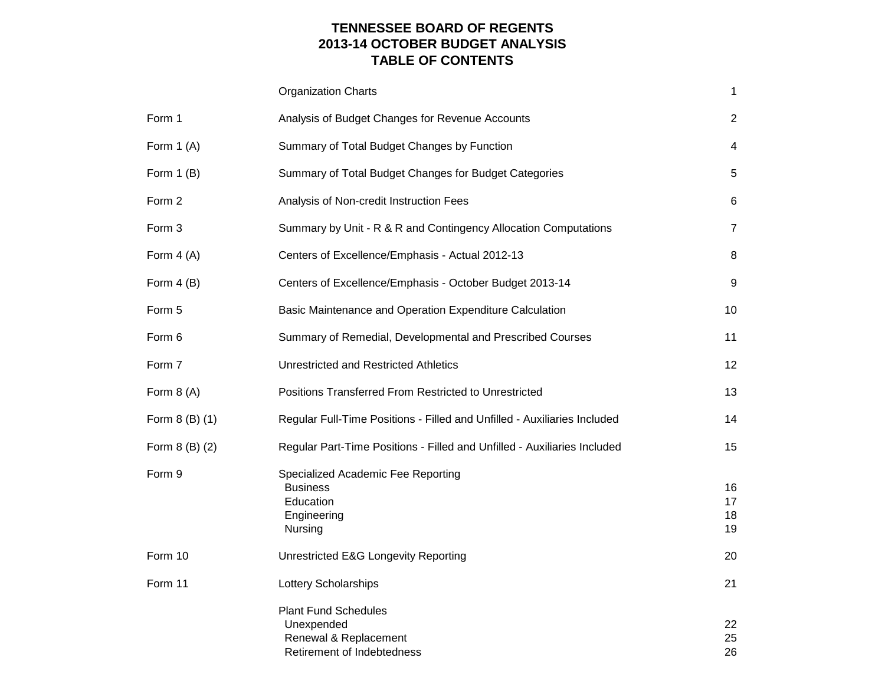# TENNESSEE BOARD OF REGENTS
## 2013-14 OCTOBER BUDGET ANALYSIS
## TABLE OF CONTENTS

| | | |
|---|---|---|
| | Organization Charts | 1 |
| Form 1 | Analysis of Budget Changes for Revenue Accounts | 2 |
| Form 1 (A) | Summary of Total Budget Changes by Function | 4 |
| Form 1 (B) | Summary of Total Budget Changes for Budget Categories | 5 |
| Form 2 | Analysis of Non-credit Instruction Fees | 6 |
| Form 3 | Summary by Unit - R & R and Contingency Allocation Computations | 7 |
| Form 4 (A) | Centers of Excellence/Emphasis - Actual 2012-13 | 8 |
| Form 4 (B) | Centers of Excellence/Emphasis - October Budget 2013-14 | 9 |
| Form 5 | Basic Maintenance and Operation Expenditure Calculation | 10 |
| Form 6 | Summary of Remedial, Developmental and Prescribed Courses | 11 |
| Form 7 | Unrestricted and Restricted Athletics | 12 |
| Form 8 (A) | Positions Transferred From Restricted to Unrestricted | 13 |
| Form 8 (B) (1) | Regular Full-Time Positions - Filled and Unfilled - Auxiliaries Included | 14 |
| Form 8 (B) (2) | Regular Part-Time Positions - Filled and Unfilled - Auxiliaries Included | 15 |
| Form 9 | Specialized Academic Fee Reporting | |
| | Business | 16 |
| | Education | 17 |
| | Engineering | 18 |
| | Nursing | 19 |
| Form 10 | Unrestricted E&G Longevity Reporting | 20 |
| Form 11 | Lottery Scholarships | 21 |
| | Plant Fund Schedules | |
| | Unexpended | 22 |
| | Renewal & Replacement | 25 |
| | Retirement of Indebtedness | 26 |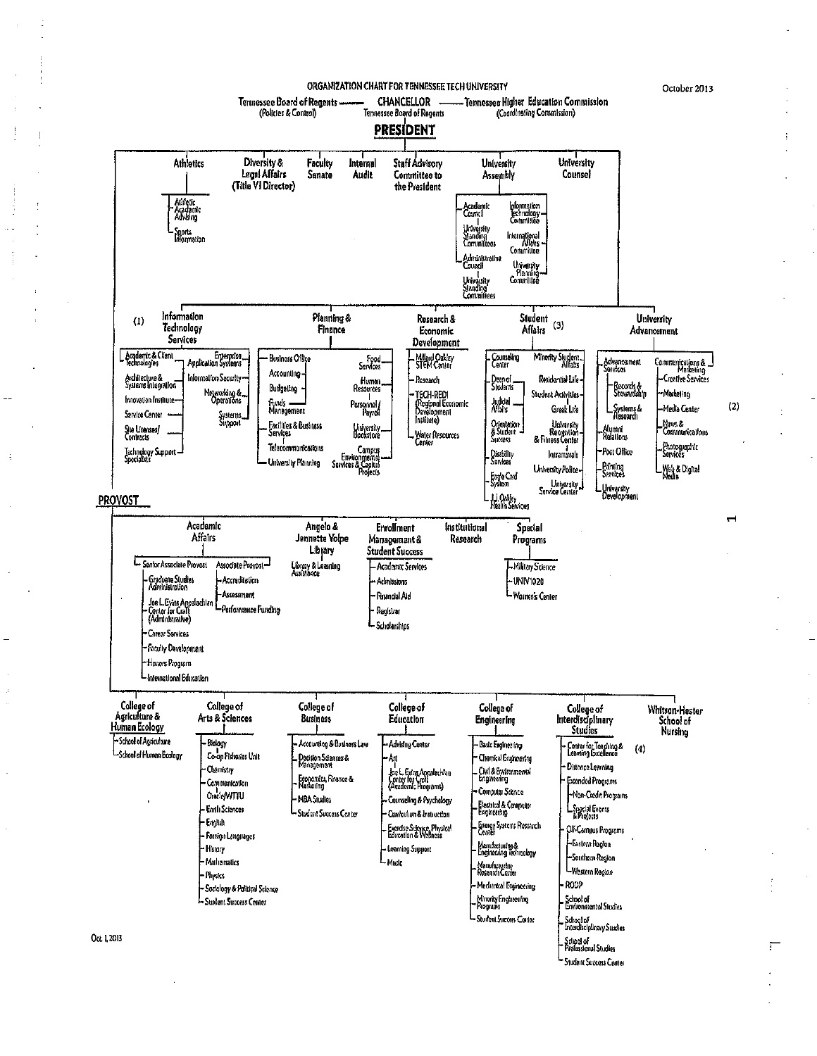# ORGANIZATION CHART FOR TENNESSEE TECH UNIVERSITY

October 2013

Tennessee Board of Regents (Policies & Control) — CHANCELLOR Tennessee Board of Regents — Tennessee Higher Education Commission (Coordinating Commission)

## PRESIDENT

- **Athletics**
  - Athletic Academic Advising
  - Sports Information
- **Diversity & Legal Affairs (Title VI Director)**
- **Faculty Senate**
- **Internal Audit**
- **Staff Advisory Committee to the President**
- **University Assembly**
  - Academic Council
    - University Standing Committees
  - Administrative Council
    - University Standing Committees
  - Information Technology Committee
  - International Affairs Committee
  - University Planning Committee
- **University Counsel**

(1)

- **Information Technology Services**
  - Academic & Client Technologies
  - Architecture & Systems Integration
  - Innovation Institute
  - Service Center
  - Site Licenses/ Contracts
  - Technology Support Specialists
  - Enterprise Application Systems
  - Information Security
  - Networking & Operations
  - Systems Support
- **Planning & Finance**
  - Business Office
  - Accounting
  - Budgeting
  - Funds Management
  - Facilities & Business Services
  - Telecommunications
  - University Planning
  - Food Services
  - Human Resources
  - Personnel/ Payroll
  - University Bookstore
  - Campus Environmental Services & Capital Projects
- **Research & Economic Development**
  - Millard Oakley STEM Center
  - Research
  - TECH-REDI (Regional Economic Development Institute)
  - Water Resources Center
- **Student Affairs** (3)
  - Counseling Center
  - Dean of Students
  - Judicial Affairs
  - Orientation & Student Success
  - Disability Services
  - Eagle Card System
  - J.J. Oakley Health Services
  - Minority Student Affairs
  - Residential Life
  - Student Activities
  - Greek Life
  - University Recreation & Fitness Center
  - Intramurals
  - University Police
  - University Service Center
- **University Advancement** (2)
  - Advancement Services
    - Records & Stewardship
    - Systems & Research
  - Alumni Relations
  - Post Office
  - Printing Services
  - University Development
  - Communications & Marketing
    - Creative Services
    - Marketing
    - Media Center
    - News & Communications
    - Photographic Services
    - Web & Digital Media

## PROVOST

- **Academic Affairs**
  - Senior Associate Provost
    - Graduate Studies Administration
    - Joe L. Evins Appalachian Center for Craft (Administrative)
    - Career Services
    - Faculty Development
    - Honors Program
    - International Education
  - Associate Provost
    - Accreditation
    - Assessment
    - Performance Funding
- **Angelo & Jennette Volpe Library**
  - Library & Learning Assistance
- **Enrollment Management & Student Success**
  - Academic Services
  - Admissions
  - Financial Aid
  - Registrar
  - Scholarships
- **Institutional Research**
- **Special Programs**
  - Military Science
  - UNIV1020
  - Women's Center

- **College of Agriculture & Human Ecology**
  - School of Agriculture
  - School of Human Ecology
- **College of Arts & Sciences**
  - Biology
    - Co-op Fisheries Unit
  - Chemistry
  - Communication
    - Oracle/WTTU
  - Earth Sciences
  - English
  - Foreign Languages
  - History
  - Mathematics
  - Physics
  - Sociology & Political Science
  - Student Success Center
- **College of Business**
  - Accounting & Business Law
  - Decision Sciences & Management
  - Economics, Finance & Marketing
  - MBA Studies
  - Student Success Center
- **College of Education**
  - Advising Center
  - Art
    - Joe L. Evins Appalachian Center for Craft (Academic Programs)
  - Counseling & Psychology
  - Curriculum & Instruction
  - Exercise Science, Physical Education & Wellness
  - Learning Support
  - Music
- **College of Engineering**
  - Basic Engineering
  - Chemical Engineering
  - Civil & Environmental Engineering
  - Computer Science
  - Electrical & Computer Engineering
  - Energy Systems Research Center
  - Manufacturing & Engineering Technology
  - Manufacturing Research Center
  - Mechanical Engineering
  - Minority Engineering Programs
  - Student Success Center
- **College of Interdisciplinary Studies** (4)
  - Center for Teaching & Learning Excellence
  - Distance Learning
  - Extended Programs
    - Non-Credit Programs
    - Special Events & Projects
  - Off-Campus Programs
    - Eastern Region
    - Southern Region
    - Western Region
  - RODP
  - School of Environmental Studies
  - School of Interdisciplinary Studies
  - School of Professional Studies
  - Student Success Center
- **Whitson-Hester School of Nursing**

Oct. 1, 2013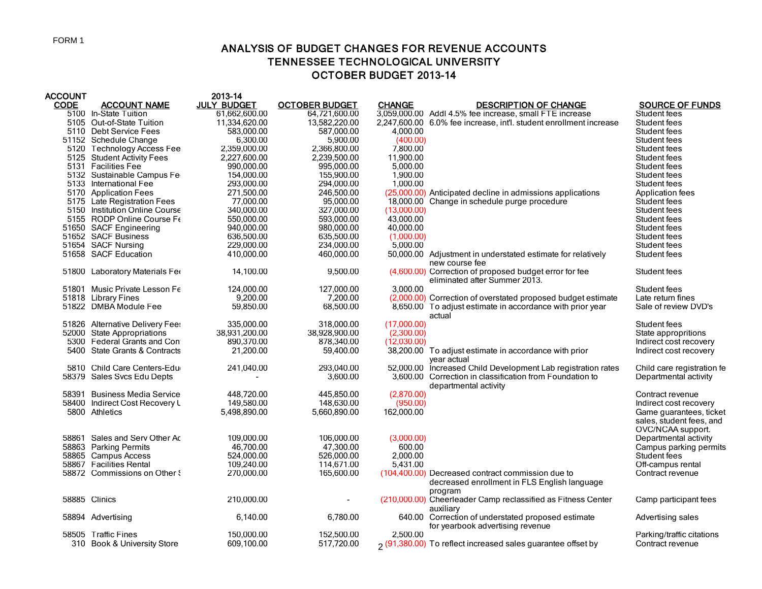FORM 1

# ANALYSIS OF BUDGET CHANGES FOR REVENUE ACCOUNTS
## TENNESSEE TECHNOLOGICAL UNIVERSITY
## OCTOBER BUDGET 2013-14

| ACCOUNT CODE | ACCOUNT NAME | 2013-14 JULY BUDGET | OCTOBER BUDGET | CHANGE | DESCRIPTION OF CHANGE | SOURCE OF FUNDS |
|---|---|---|---|---|---|---|
| 5100 | In-State Tuition | 61,662,600.00 | 64,721,600.00 | 3,059,000.00 | Addl 4.5% fee increase, small FTE increase | Student fees |
| 5105 | Out-of-State Tuition | 11,334,620.00 | 13,582,220.00 | 2,247,600.00 | 6.0% fee increase, int'l. student enrollment increase | Student fees |
| 5110 | Debt Service Fees | 583,000.00 | 587,000.00 | 4,000.00 | | Student fees |
| 51152 | Schedule Change | 6,300.00 | 5,900.00 | (400.00) | | Student fees |
| 5120 | Technology Access Fee | 2,359,000.00 | 2,366,800.00 | 7,800.00 | | Student fees |
| 5125 | Student Activity Fees | 2,227,600.00 | 2,239,500.00 | 11,900.00 | | Student fees |
| 5131 | Facilities Fee | 990,000.00 | 995,000.00 | 5,000.00 | | Student fees |
| 5132 | Sustainable Campus Fe | 154,000.00 | 155,900.00 | 1,900.00 | | Student fees |
| 5133 | International Fee | 293,000.00 | 294,000.00 | 1,000.00 | | Student fees |
| 5170 | Application Fees | 271,500.00 | 246,500.00 | (25,000.00) | Anticipated decline in admissions applications | Application fees |
| 5175 | Late Registration Fees | 77,000.00 | 95,000.00 | 18,000.00 | Change in schedule purge procedure | Student fees |
| 5150 | Institution Online Course | 340,000.00 | 327,000.00 | (13,000.00) | | Student fees |
| 5155 | RODP Online Course Fe | 550,000.00 | 593,000.00 | 43,000.00 | | Student fees |
| 51650 | SACF Engineering | 940,000.00 | 980,000.00 | 40,000.00 | | Student fees |
| 51652 | SACF Business | 636,500.00 | 635,500.00 | (1,000.00) | | Student fees |
| 51654 | SACF Nursing | 229,000.00 | 234,000.00 | 5,000.00 | | Student fees |
| 51658 | SACF Education | 410,000.00 | 460,000.00 | 50,000.00 | Adjustment in understated estimate for relatively new course fee | Student fees |
| 51800 | Laboratory Materials Fee | 14,100.00 | 9,500.00 | (4,600.00) | Correction of proposed budget error for fee eliminated after Summer 2013. | Student fees |
| 51801 | Music Private Lesson Fe | 124,000.00 | 127,000.00 | 3,000.00 | | Student fees |
| 51818 | Library Fines | 9,200.00 | 7,200.00 | (2,000.00) | Correction of overstated proposed budget estimate | Late return fines |
| 51822 | DMBA Module Fee | 59,850.00 | 68,500.00 | 8,650.00 | To adjust estimate in accordance with prior year actual | Sale of review DVD's |
| 51826 | Alternative Delivery Fees | 335,000.00 | 318,000.00 | (17,000.00) | | Student fees |
| 52000 | State Appropriations | 38,931,200.00 | 38,928,900.00 | (2,300.00) | | State appropritions |
| 5300 | Federal Grants and Con | 890,370.00 | 878,340.00 | (12,030.00) | | Indirect cost recovery |
| 5400 | State Grants & Contracts | 21,200.00 | 59,400.00 | 38,200.00 | To adjust estimate in accordance with prior year actual | Indirect cost recovery |
| 5810 | Child Care Centers-Edu | 241,040.00 | 293,040.00 | 52,000.00 | Increased Child Development Lab registration rates | Child care registration fe |
| 58379 | Sales Svcs Edu Depts | - | 3,600.00 | 3,600.00 | Correction in classification from Foundation to departmental activity | Departmental activity |
| 58391 | Business Media Service | 448,720.00 | 445,850.00 | (2,870.00) | | Contract revenue |
| 58400 | Indirect Cost Recovery U | 149,580.00 | 148,630.00 | (950.00) | | Indirect cost recovery |
| 5800 | Athletics | 5,498,890.00 | 5,660,890.00 | 162,000.00 | | Game guarantees, ticket sales, student fees, and OVC/NCAA support. |
| 58861 | Sales and Serv Other Ac | 109,000.00 | 106,000.00 | (3,000.00) | | Departmental activity |
| 58863 | Parking Permits | 46,700.00 | 47,300.00 | 600.00 | | Campus parking permits |
| 58865 | Campus Access | 524,000.00 | 526,000.00 | 2,000.00 | | Student fees |
| 58867 | Facilities Rental | 109,240.00 | 114,671.00 | 5,431.00 | | Off-campus rental |
| 58872 | Commissions on Other S | 270,000.00 | 165,600.00 | (104,400.00) | Decreased contract commission due to decreased enrollment in FLS English language program | Contract revenue |
| 58885 | Clinics | 210,000.00 | - | (210,000.00) | Cheerleader Camp reclassified as Fitness Center auxiliary | Camp participant fees |
| 58894 | Advertising | 6,140.00 | 6,780.00 | 640.00 | Correction of understated proposed estimate for yearbook advertising revenue | Advertising sales |
| 58505 | Traffic Fines | 150,000.00 | 152,500.00 | 2,500.00 | | Parking/traffic citations |
| 310 | Book & University Store | 609,100.00 | 517,720.00 | (91,380.00) | To reflect increased sales guarantee offset by | Contract revenue |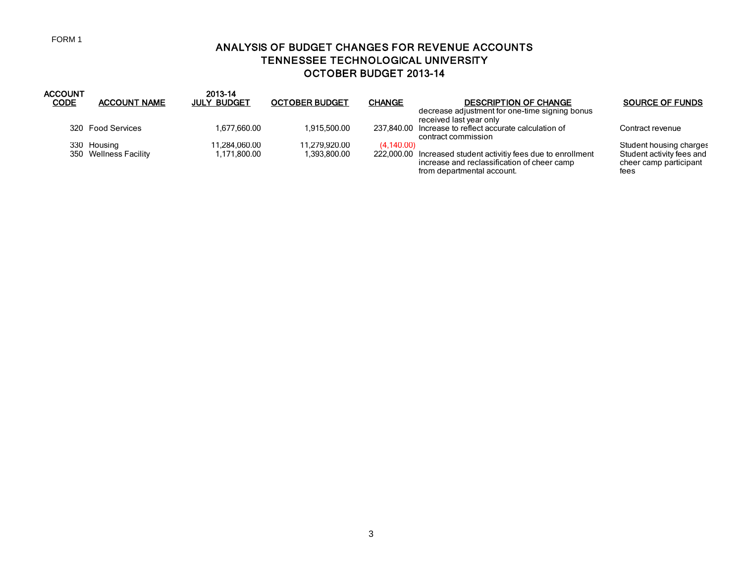FORM 1

# ANALYSIS OF BUDGET CHANGES FOR REVENUE ACCOUNTS
## TENNESSEE TECHNOLOGICAL UNIVERSITY
## OCTOBER BUDGET 2013-14

| ACCOUNT CODE | ACCOUNT NAME | 2013-14 JULY BUDGET | OCTOBER BUDGET | CHANGE | DESCRIPTION OF CHANGE | SOURCE OF FUNDS |
|---|---|---|---|---|---|---|
| | | | | | decrease adjustment for one-time signing bonus received last year only | |
| 320 | Food Services | 1,677,660.00 | 1,915,500.00 | 237,840.00 | Increase to reflect accurate calculation of contract commission | Contract revenue |
| 330 | Housing | 11,284,060.00 | 11,279,920.00 | (4,140.00) | | Student housing charges |
| 350 | Wellness Facility | 1,171,800.00 | 1,393,800.00 | 222,000.00 | Increased student activitiy fees due to enrollment increase and reclassification of cheer camp from departmental account. | Student activity fees and cheer camp participant fees |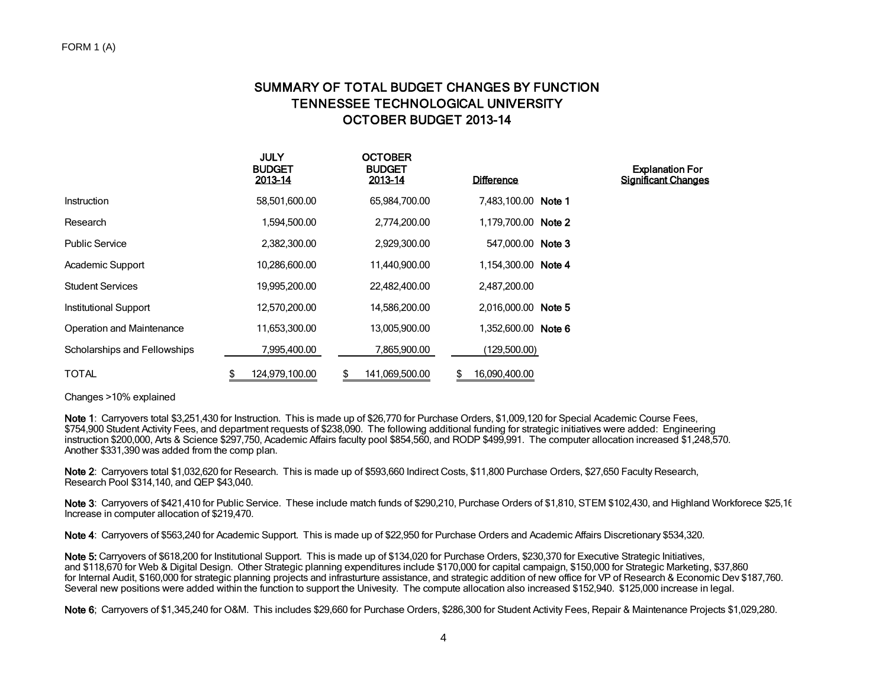FORM 1 (A)

# SUMMARY OF TOTAL BUDGET CHANGES BY FUNCTION
# TENNESSEE TECHNOLOGICAL UNIVERSITY
# OCTOBER BUDGET 2013-14

| | JULY BUDGET 2013-14 | OCTOBER BUDGET 2013-14 | Difference | | Explanation For Significant Changes |
|---|---|---|---|---|---|
| Instruction | 58,501,600.00 | 65,984,700.00 | 7,483,100.00 | **Note 1** | |
| Research | 1,594,500.00 | 2,774,200.00 | 1,179,700.00 | **Note 2** | |
| Public Service | 2,382,300.00 | 2,929,300.00 | 547,000.00 | **Note 3** | |
| Academic Support | 10,286,600.00 | 11,440,900.00 | 1,154,300.00 | **Note 4** | |
| Student Services | 19,995,200.00 | 22,482,400.00 | 2,487,200.00 | | |
| Institutional Support | 12,570,200.00 | 14,586,200.00 | 2,016,000.00 | **Note 5** | |
| Operation and Maintenance | 11,653,300.00 | 13,005,900.00 | 1,352,600.00 | **Note 6** | |
| Scholarships and Fellowships | 7,995,400.00 | 7,865,900.00 | (129,500.00) | | |
| TOTAL | $ 124,979,100.00 | $ 141,069,500.00 | $ 16,090,400.00 | | |

Changes >10% explained

**Note 1**: Carryovers total $3,251,430 for Instruction. This is made up of $26,770 for Purchase Orders, $1,009,120 for Special Academic Course Fees, $754,900 Student Activity Fees, and department requests of $238,090. The following additional funding for strategic initiatives were added: Engineering instruction $200,000, Arts & Science $297,750, Academic Affairs faculty pool $854,560, and RODP $499,991. The computer allocation increased $1,248,570. Another $331,390 was added from the comp plan.

**Note 2**: Carryovers total $1,032,620 for Research. This is made up of $593,660 Indirect Costs, $11,800 Purchase Orders, $27,650 Faculty Research, Research Pool $314,140, and QEP $43,040.

**Note 3**: Carryovers of $421,410 for Public Service. These include match funds of $290,210, Purchase Orders of $1,810, STEM $102,430, and Highland Workforece $25,16 Increase in computer allocation of $219,470.

**Note 4**: Carryovers of $563,240 for Academic Support. This is made up of $22,950 for Purchase Orders and Academic Affairs Discretionary $534,320.

**Note 5:** Carryovers of $618,200 for Institutional Support. This is made up of $134,020 for Purchase Orders, $230,370 for Executive Strategic Initiatives, and $118,670 for Web & Digital Design. Other Strategic planning expenditures include $170,000 for capital campaign, $150,000 for Strategic Marketing, $37,860 for Internal Audit, $160,000 for strategic planning projects and infrasturture assistance, and strategic addition of new office for VP of Research & Economic Dev $187,760. Several new positions were added within the function to support the Univesity. The compute allocation also increased $152,940. $125,000 increase in legal.

**Note 6**; Carryovers of $1,345,240 for O&M. This includes $29,660 for Purchase Orders, $286,300 for Student Activity Fees, Repair & Maintenance Projects $1,029,280.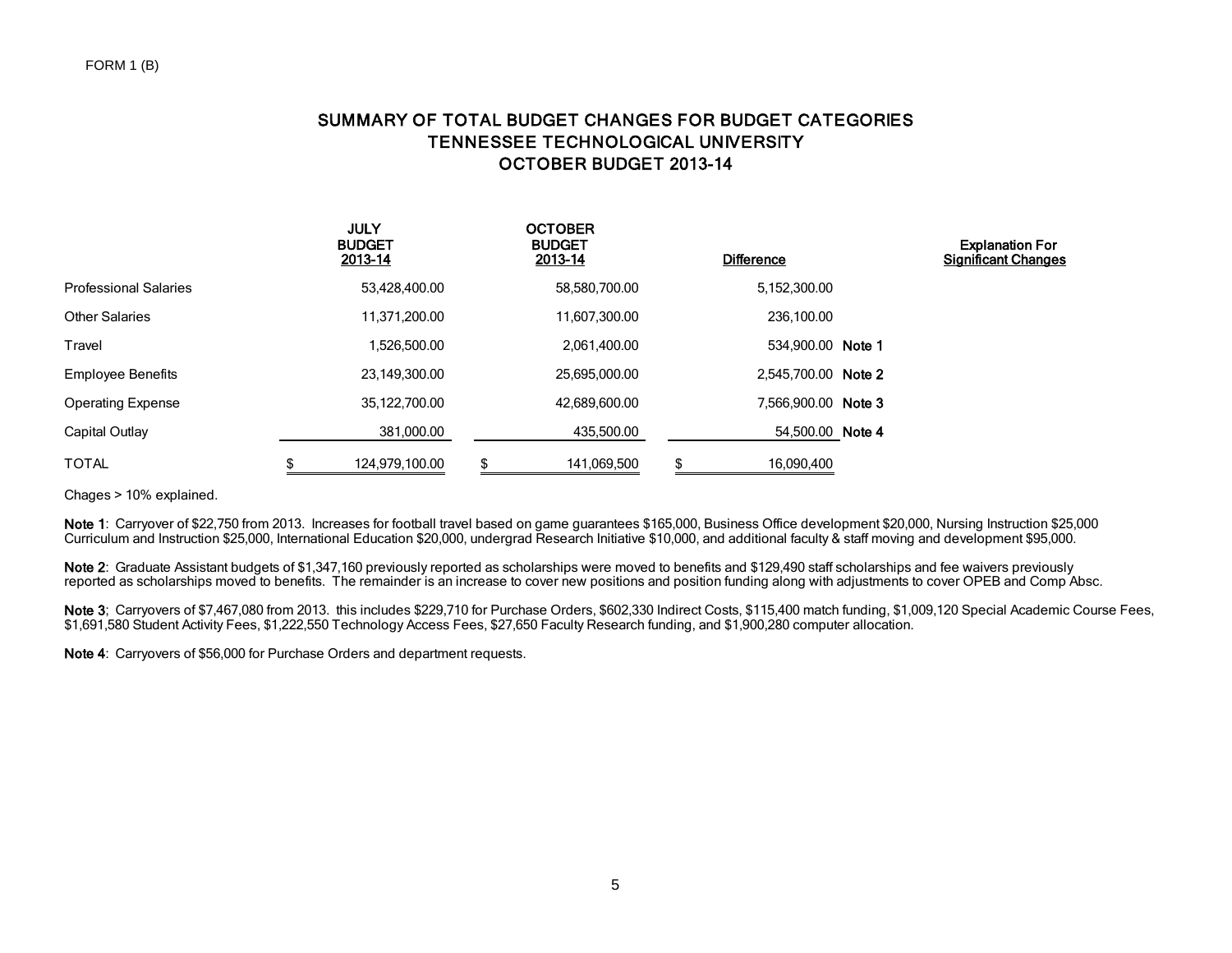FORM 1 (B)

# SUMMARY OF TOTAL BUDGET CHANGES FOR BUDGET CATEGORIES
# TENNESSEE TECHNOLOGICAL UNIVERSITY
# OCTOBER BUDGET 2013-14

| | JULY BUDGET 2013-14 | OCTOBER BUDGET 2013-14 | Difference | | Explanation For Significant Changes |
|---|---|---|---|---|---|
| Professional Salaries | 53,428,400.00 | 58,580,700.00 | 5,152,300.00 | | |
| Other Salaries | 11,371,200.00 | 11,607,300.00 | 236,100.00 | | |
| Travel | 1,526,500.00 | 2,061,400.00 | 534,900.00 | **Note 1** | |
| Employee Benefits | 23,149,300.00 | 25,695,000.00 | 2,545,700.00 | **Note 2** | |
| Operating Expense | 35,122,700.00 | 42,689,600.00 | 7,566,900.00 | **Note 3** | |
| Capital Outlay | 381,000.00 | 435,500.00 | 54,500.00 | **Note 4** | |
| TOTAL | $ 124,979,100.00 | $ 141,069,500 | $ 16,090,400 | | |

Chages > 10% explained.

**Note 1**: Carryover of $22,750 from 2013. Increases for football travel based on game guarantees $165,000, Business Office development $20,000, Nursing Instruction $25,000 Curriculum and Instruction $25,000, International Education $20,000, undergrad Research Initiative $10,000, and additional faculty & staff moving and development $95,000.

**Note 2**: Graduate Assistant budgets of $1,347,160 previously reported as scholarships were moved to benefits and $129,490 staff scholarships and fee waivers previously reported as scholarships moved to benefits. The remainder is an increase to cover new positions and position funding along with adjustments to cover OPEB and Comp Absc.

**Note 3**; Carryovers of $7,467,080 from 2013. this includes $229,710 for Purchase Orders, $602,330 Indirect Costs, $115,400 match funding, $1,009,120 Special Academic Course Fees, $1,691,580 Student Activity Fees, $1,222,550 Technology Access Fees, $27,650 Faculty Research funding, and $1,900,280 computer allocation.

**Note 4**: Carryovers of $56,000 for Purchase Orders and department requests.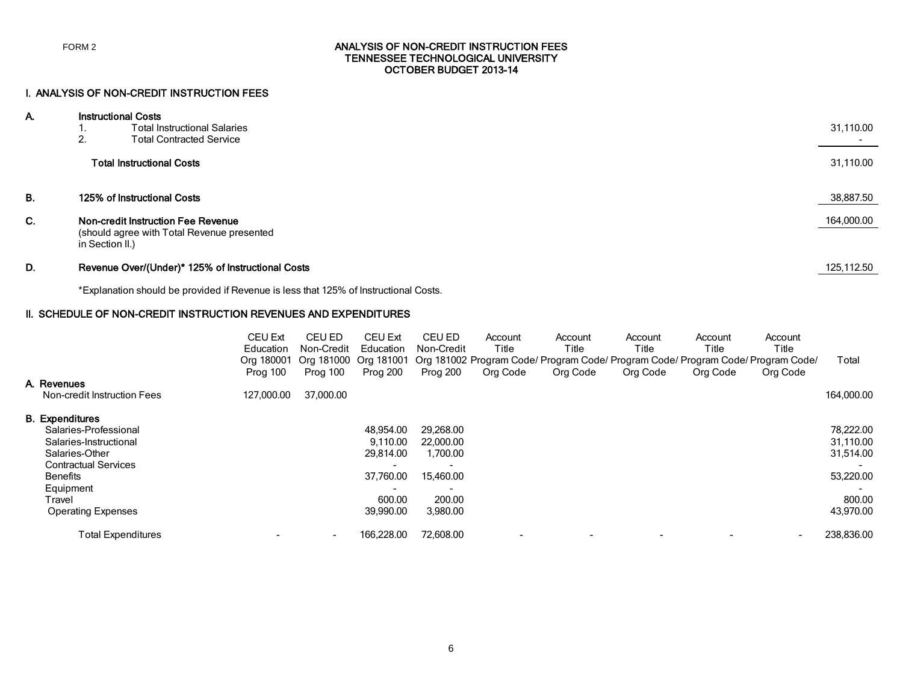FORM 2

# ANALYSIS OF NON-CREDIT INSTRUCTION FEES
# TENNESSEE TECHNOLOGICAL UNIVERSITY
# OCTOBER BUDGET 2013-14

## I. ANALYSIS OF NON-CREDIT INSTRUCTION FEES

| | | |
|---|---|---|
| **A.** | **Instructional Costs** | |
| | 1. Total Instructional Salaries | 31,110.00 |
| | 2. Total Contracted Service | - |
| | **Total Instructional Costs** | 31,110.00 |
| **B.** | **125% of Instructional Costs** | 38,887.50 |
| **C.** | **Non-credit Instruction Fee Revenue** (should agree with Total Revenue presented in Section II.) | 164,000.00 |
| **D.** | **Revenue Over/(Under)* 125% of Instructional Costs** | 125,112.50 |

*Explanation should be provided if Revenue is less that 125% of Instructional Costs.

## II. SCHEDULE OF NON-CREDIT INSTRUCTION REVENUES AND EXPENDITURES

| | CEU Ext Education Org 180001 Prog 100 | CEU ED Non-Credit Org 181000 Prog 100 | CEU Ext Education Org 181001 Prog 200 | CEU ED Non-Credit Org 181002 Prog 200 | Account Title Program Code/ Org Code | Account Title Program Code/ Org Code | Account Title Program Code/ Org Code | Account Title Program Code/ Org Code | Account Title Program Code/ Org Code | Total |
|---|---|---|---|---|---|---|---|---|---|---|
| **A. Revenues** | | | | | | | | | | |
| Non-credit Instruction Fees | 127,000.00 | 37,000.00 | | | | | | | | 164,000.00 |
| **B. Expenditures** | | | | | | | | | | |
| Salaries-Professional | | | 48,954.00 | 29,268.00 | | | | | | 78,222.00 |
| Salaries-Instructional | | | 9,110.00 | 22,000.00 | | | | | | 31,110.00 |
| Salaries-Other | | | 29,814.00 | 1,700.00 | | | | | | 31,514.00 |
| Contractual Services | | | - | - | | | | | | - |
| Benefits | | | 37,760.00 | 15,460.00 | | | | | | 53,220.00 |
| Equipment | | | - | - | | | | | | - |
| Travel | | | 600.00 | 200.00 | | | | | | 800.00 |
| Operating Expenses | | | 39,990.00 | 3,980.00 | | | | | | 43,970.00 |
| Total Expenditures | - | - | 166,228.00 | 72,608.00 | - | - | - | - | - | 238,836.00 |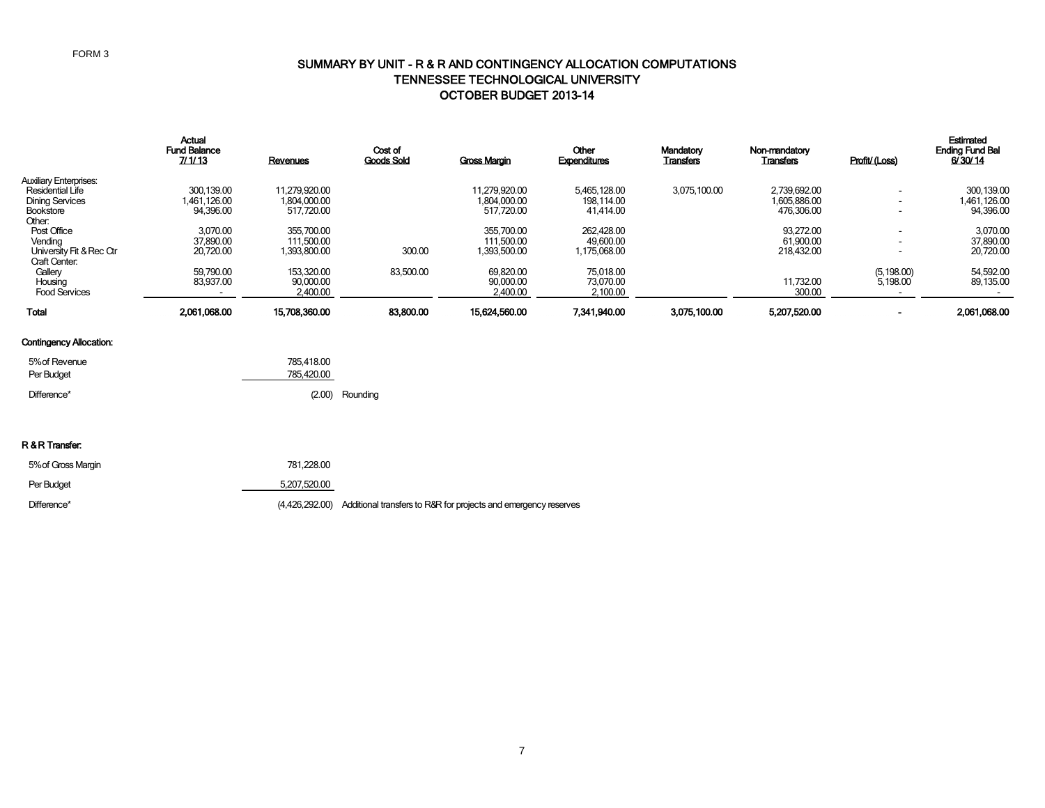FORM 3

# SUMMARY BY UNIT - R & R AND CONTINGENCY ALLOCATION COMPUTATIONS
## TENNESSEE TECHNOLOGICAL UNIVERSITY
## OCTOBER BUDGET 2013-14

| | Actual Fund Balance 7/1/13 | Revenues | Cost of Goods Sold | Gross Margin | Other Expenditures | Mandatory Transfers | Non-mandatory Transfers | Profit/ (Loss) | Estimated Ending Fund Bal 6/30/14 |
|---|---|---|---|---|---|---|---|---|---|
| Auxiliary Enterprises: | | | | | | | | | |
| Residential Life | 300,139.00 | 11,279,920.00 | | 11,279,920.00 | 5,465,128.00 | 3,075,100.00 | 2,739,692.00 | - | 300,139.00 |
| Dining Services | 1,461,126.00 | 1,804,000.00 | | 1,804,000.00 | 198,114.00 | | 1,605,886.00 | - | 1,461,126.00 |
| Bookstore | 94,396.00 | 517,720.00 | | 517,720.00 | 41,414.00 | | 476,306.00 | - | 94,396.00 |
| Other: | | | | | | | | | |
| Post Office | 3,070.00 | 355,700.00 | | 355,700.00 | 262,428.00 | | 93,272.00 | - | 3,070.00 |
| Vending | 37,890.00 | 111,500.00 | | 111,500.00 | 49,600.00 | | 61,900.00 | - | 37,890.00 |
| University Fit & Rec Ctr | 20,720.00 | 1,393,800.00 | 300.00 | 1,393,500.00 | 1,175,068.00 | | 218,432.00 | - | 20,720.00 |
| Craft Center: | | | | | | | | | |
| Gallery | 59,790.00 | 153,320.00 | 83,500.00 | 69,820.00 | 75,018.00 | | | (5,198.00) | 54,592.00 |
| Housing | 83,937.00 | 90,000.00 | | 90,000.00 | 73,070.00 | | 11,732.00 | 5,198.00 | 89,135.00 |
| Food Services | - | 2,400.00 | | 2,400.00 | 2,100.00 | | 300.00 | - | - |
| **Total** | **2,061,068.00** | **15,708,360.00** | **83,800.00** | **15,624,560.00** | **7,341,940.00** | **3,075,100.00** | **5,207,520.00** | **-** | **2,061,068.00** |

**Contingency Allocation:**

| | | |
|---|---|---|
| 5% of Revenue | 785,418.00 | |
| Per Budget | 785,420.00 | |
| Difference* | (2.00) | Rounding |

**R & R Transfer:**

| | | |
|---|---|---|
| 5% of Gross Margin | 781,228.00 | |
| Per Budget | 5,207,520.00 | |
| Difference* | (4,426,292.00) | Additional transfers to R&R for projects and emergency reserves |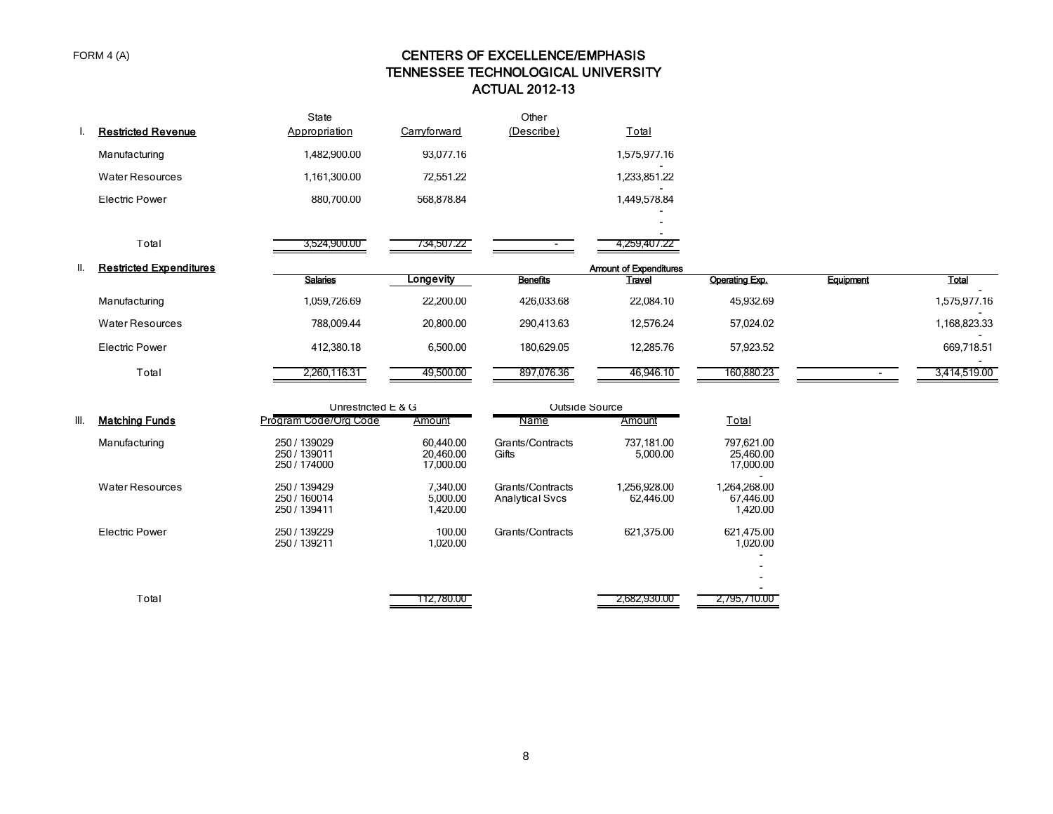FORM 4 (A)

# CENTERS OF EXCELLENCE/EMPHASIS
## TENNESSEE TECHNOLOGICAL UNIVERSITY
## ACTUAL 2012-13

**I. Restricted Revenue**

| | State Appropriation | Carryforward | Other (Describe) | Total |
|---|---|---|---|---|
| Manufacturing | 1,482,900.00 | 93,077.16 | | 1,575,977.16 |
| Water Resources | 1,161,300.00 | 72,551.22 | | 1,233,851.22 |
| Electric Power | 880,700.00 | 568,878.84 | | 1,449,578.84 |
| Total | 3,524,900.00 | 734,507.22 | - | 4,259,407.22 |

**II. Restricted Expenditures**

| | Amount of Expenditures | | | | | | |
|---|---|---|---|---|---|---|---|
| | Salaries | Longevity | Benefits | Travel | Operating Exp. | Equipment | Total |
| Manufacturing | 1,059,726.69 | 22,200.00 | 426,033.68 | 22,084.10 | 45,932.69 | | 1,575,977.16 |
| Water Resources | 788,009.44 | 20,800.00 | 290,413.63 | 12,576.24 | 57,024.02 | | 1,168,823.33 |
| Electric Power | 412,380.18 | 6,500.00 | 180,629.05 | 12,285.76 | 57,923.52 | | 669,718.51 |
| Total | 2,260,116.31 | 49,500.00 | 897,076.36 | 46,946.10 | 160,880.23 | - | 3,414,519.00 |

**III. Matching Funds**

| | Unrestricted E & G | | Outside Source | | |
|---|---|---|---|---|---|
| | Program Code/Org Code | Amount | Name | Amount | Total |
| Manufacturing | 250 / 139029 | 60,440.00 | Grants/Contracts | 737,181.00 | 797,621.00 |
| | 250 / 139011 | 20,460.00 | Gifts | 5,000.00 | 25,460.00 |
| | 250 / 174000 | 17,000.00 | | | 17,000.00 |
| Water Resources | 250 / 139429 | 7,340.00 | Grants/Contracts | 1,256,928.00 | 1,264,268.00 |
| | 250 / 160014 | 5,000.00 | Analytical Svcs | 62,446.00 | 67,446.00 |
| | 250 / 139411 | 1,420.00 | | | 1,420.00 |
| Electric Power | 250 / 139229 | 100.00 | Grants/Contracts | 621,375.00 | 621,475.00 |
| | 250 / 139211 | 1,020.00 | | | 1,020.00 |
| Total | | 112,780.00 | | 2,682,930.00 | 2,795,710.00 |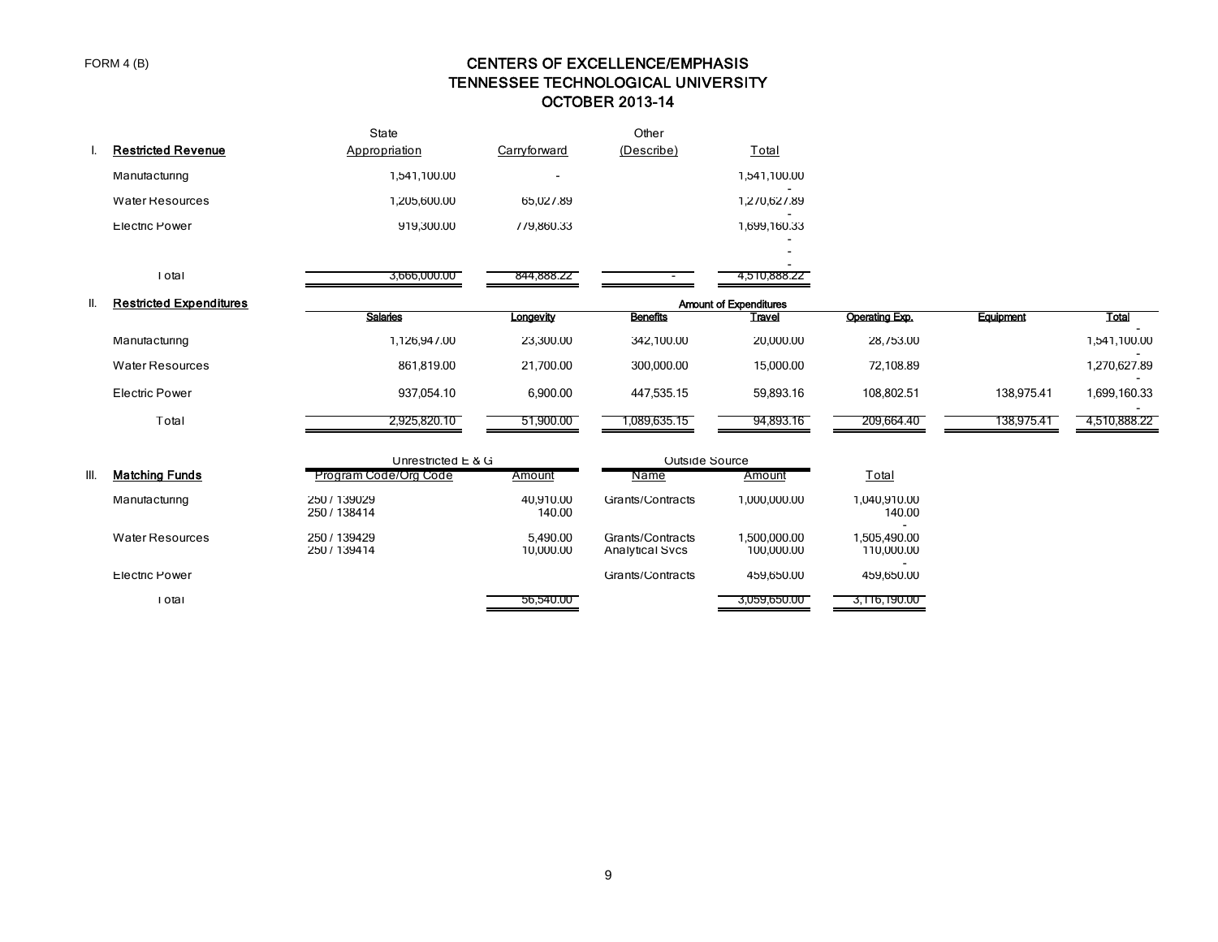FORM 4 (B)

# CENTERS OF EXCELLENCE/EMPHASIS
## TENNESSEE TECHNOLOGICAL UNIVERSITY
## OCTOBER 2013-14

| I. Restricted Revenue | State Appropriation | Carryforward | Other (Describe) | Total |
|---|---|---|---|---|
| Manufacturing | 1,541,100.00 | - | | 1,541,100.00 |
| Water Resources | 1,205,600.00 | 65,027.89 | | 1,270,627.89 |
| Electric Power | 919,300.00 | 779,860.33 | | 1,699,160.33 |
| Total | 3,666,000.00 | 844,888.22 | - | 4,510,888.22 |

| II. Restricted Expenditures | Amount of Expenditures | | | | | | |
|---|---|---|---|---|---|---|---|
| | Salaries | Longevity | Benefits | Travel | Operating Exp. | Equipment | Total |
| Manufacturing | 1,126,947.00 | 23,300.00 | 342,100.00 | 20,000.00 | 28,753.00 | | 1,541,100.00 |
| Water Resources | 861,819.00 | 21,700.00 | 300,000.00 | 15,000.00 | 72,108.89 | | 1,270,627.89 |
| Electric Power | 937,054.10 | 6,900.00 | 447,535.15 | 59,893.16 | 108,802.51 | 138,975.41 | 1,699,160.33 |
| Total | 2,925,820.10 | 51,900.00 | 1,089,635.15 | 94,893.16 | 209,664.40 | 138,975.41 | 4,510,888.22 |

| III. Matching Funds | Unrestricted E & G | | Outside Source | | |
|---|---|---|---|---|---|
| | Program Code/Org Code | Amount | Name | Amount | Total |
| Manufacturing | 250 / 139029 | 40,910.00 | Grants/Contracts | 1,000,000.00 | 1,040,910.00 |
| | 250 / 138414 | 140.00 | | | 140.00 |
| Water Resources | 250 / 139429 | 5,490.00 | Grants/Contracts | 1,500,000.00 | 1,505,490.00 |
| | 250 / 139414 | 10,000.00 | Analytical Svcs | 100,000.00 | 110,000.00 |
| Electric Power | | | Grants/Contracts | 459,650.00 | 459,650.00 |
| Total | | 56,540.00 | | 3,059,650.00 | 3,116,190.00 |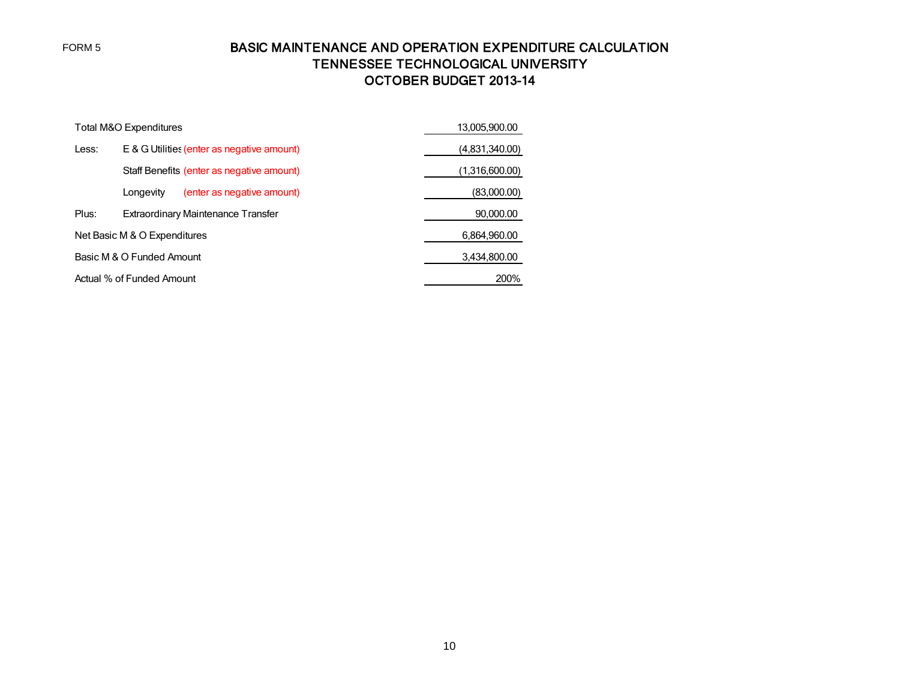FORM 5

# BASIC MAINTENANCE AND OPERATION EXPENDITURE CALCULATION
## TENNESSEE TECHNOLOGICAL UNIVERSITY
## OCTOBER BUDGET 2013-14

| | | |
|---|---|---|
| Total M&O Expenditures | | 13,005,900.00 |
| Less: | E & G Utilities (enter as negative amount) | (4,831,340.00) |
| | Staff Benefits (enter as negative amount) | (1,316,600.00) |
| | Longevity (enter as negative amount) | (83,000.00) |
| Plus: | Extraordinary Maintenance Transfer | 90,000.00 |
| Net Basic M & O Expenditures | | 6,864,960.00 |
| Basic M & O Funded Amount | | 3,434,800.00 |
| Actual % of Funded Amount | | 200% |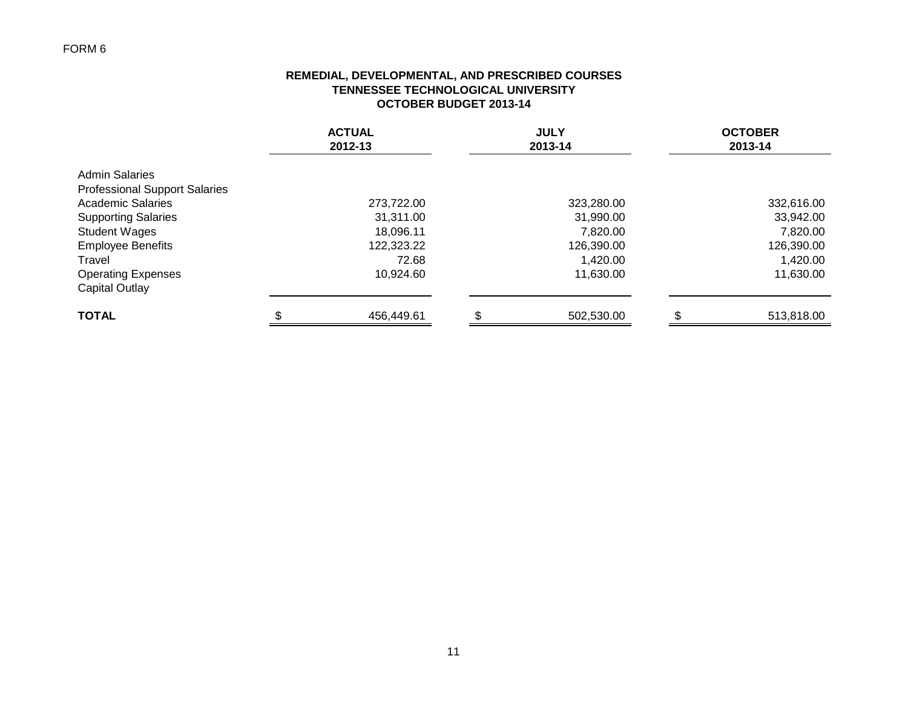FORM 6

**REMEDIAL, DEVELOPMENTAL, AND PRESCRIBED COURSES**
**TENNESSEE TECHNOLOGICAL UNIVERSITY**
**OCTOBER BUDGET 2013-14**

| | ACTUAL 2012-13 | JULY 2013-14 | OCTOBER 2013-14 |
|---|---|---|---|
| Admin Salaries | | | |
| Professional Support Salaries | | | |
| Academic Salaries | 273,722.00 | 323,280.00 | 332,616.00 |
| Supporting Salaries | 31,311.00 | 31,990.00 | 33,942.00 |
| Student Wages | 18,096.11 | 7,820.00 | 7,820.00 |
| Employee Benefits | 122,323.22 | 126,390.00 | 126,390.00 |
| Travel | 72.68 | 1,420.00 | 1,420.00 |
| Operating Expenses | 10,924.60 | 11,630.00 | 11,630.00 |
| Capital Outlay | | | |
| **TOTAL** | $ 456,449.61 | $ 502,530.00 | $ 513,818.00 |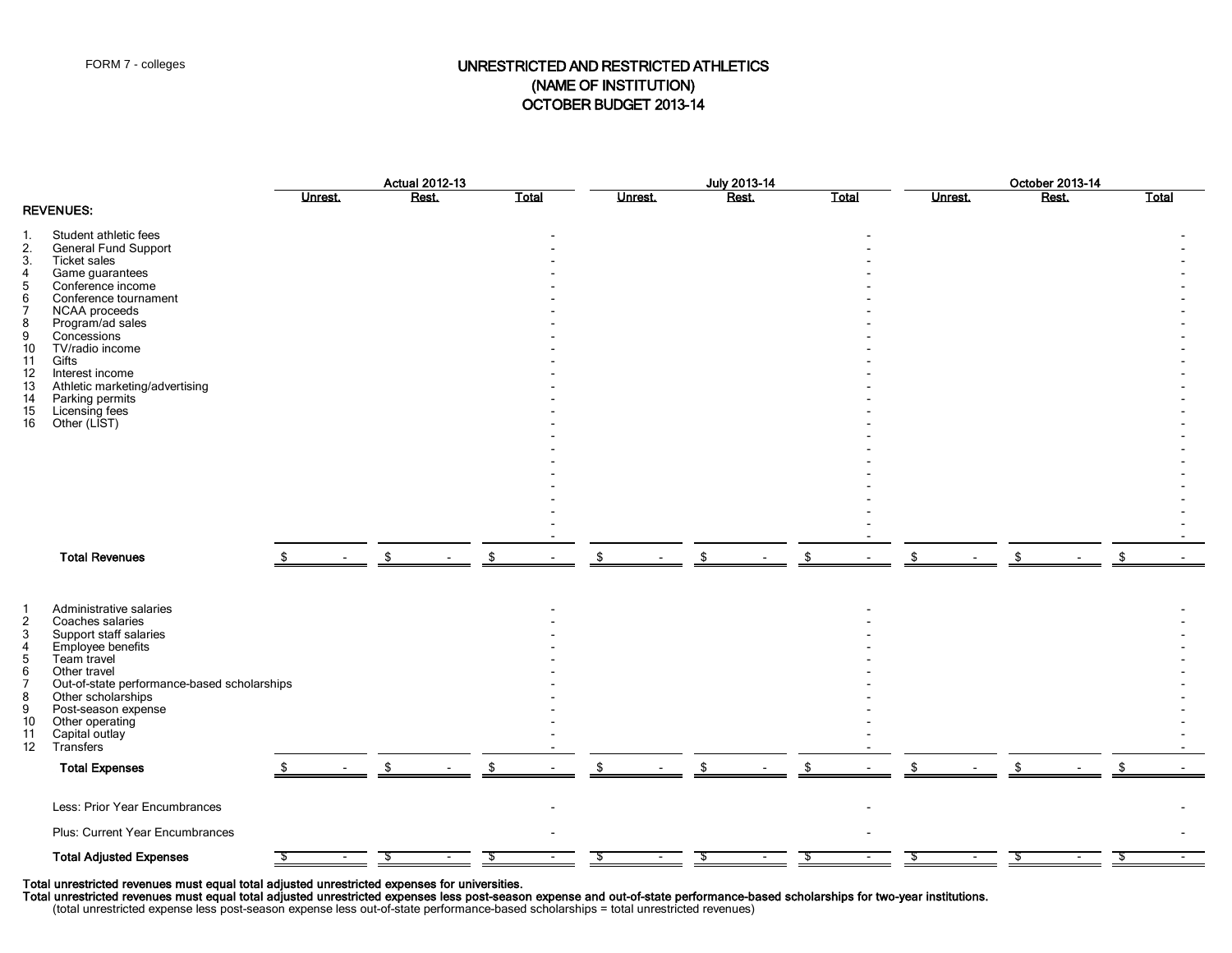FORM 7 - colleges

# UNRESTRICTED AND RESTRICTED ATHLETICS
## (NAME OF INSTITUTION)
## OCTOBER BUDGET 2013-14

| | | Actual 2012-13 | | | July 2013-14 | | | October 2013-14 | | |
|---|---|---|---|---|---|---|---|---|---|---|
| | | Unrest. | Rest. | Total | Unrest. | Rest. | Total | Unrest. | Rest. | Total |
| **REVENUES:** | | | | | | | | | | |
| 1. | Student athletic fees | | | - | | | - | | | - |
| 2. | General Fund Support | | | - | | | - | | | - |
| 3. | Ticket sales | | | - | | | - | | | - |
| 4 | Game guarantees | | | - | | | - | | | - |
| 5 | Conference income | | | - | | | - | | | - |
| 6 | Conference tournament | | | - | | | - | | | - |
| 7 | NCAA proceeds | | | - | | | - | | | - |
| 8 | Program/ad sales | | | - | | | - | | | - |
| 9 | Concessions | | | - | | | - | | | - |
| 10 | TV/radio income | | | - | | | - | | | - |
| 11 | Gifts | | | - | | | - | | | - |
| 12 | Interest income | | | - | | | - | | | - |
| 13 | Athletic marketing/advertising | | | - | | | - | | | - |
| 14 | Parking permits | | | - | | | - | | | - |
| 15 | Licensing fees | | | - | | | - | | | - |
| 16 | Other (LIST) | | | - | | | - | | | - |
| | | | | - | | | - | | | - |
| | | | | - | | | - | | | - |
| | | | | - | | | - | | | - |
| | | | | - | | | - | | | - |
| | | | | - | | | - | | | - |
| | | | | - | | | - | | | - |
| | | | | - | | | - | | | - |
| | | | | - | | | - | | | - |
| | | | | - | | | - | | | - |
| | **Total Revenues** | $ - | $ - | $ - | $ - | $ - | $ - | $ - | $ - | $ - |
| 1 | Administrative salaries | | | - | | | - | | | - |
| 2 | Coaches salaries | | | - | | | - | | | - |
| 3 | Support staff salaries | | | - | | | - | | | - |
| 4 | Employee benefits | | | - | | | - | | | - |
| 5 | Team travel | | | - | | | - | | | - |
| 6 | Other travel | | | - | | | - | | | - |
| 7 | Out-of-state performance-based scholarships | | | - | | | - | | | - |
| 8 | Other scholarships | | | - | | | - | | | - |
| 9 | Post-season expense | | | - | | | - | | | - |
| 10 | Other operating | | | - | | | - | | | - |
| 11 | Capital outlay | | | - | | | - | | | - |
| 12 | Transfers | | | - | | | - | | | - |
| | **Total Expenses** | $ - | $ - | $ - | $ - | $ - | $ - | $ - | $ - | $ - |
| | Less: Prior Year Encumbrances | | | - | | | - | | | - |
| | Plus: Current Year Encumbrances | | | - | | | - | | | - |
| | **Total Adjusted Expenses** | $ - | $ - | $ - | $ - | $ - | $ - | $ - | $ - | $ - |

**Total unrestricted revenues must equal total adjusted unrestricted expenses for universities.**
**Total unrestricted revenues must equal total adjusted unrestricted expenses less post-season expense and out-of-state performance-based scholarships for two-year institutions.**
(total unrestricted expense less post-season expense less out-of-state performance-based scholarships = total unrestricted revenues)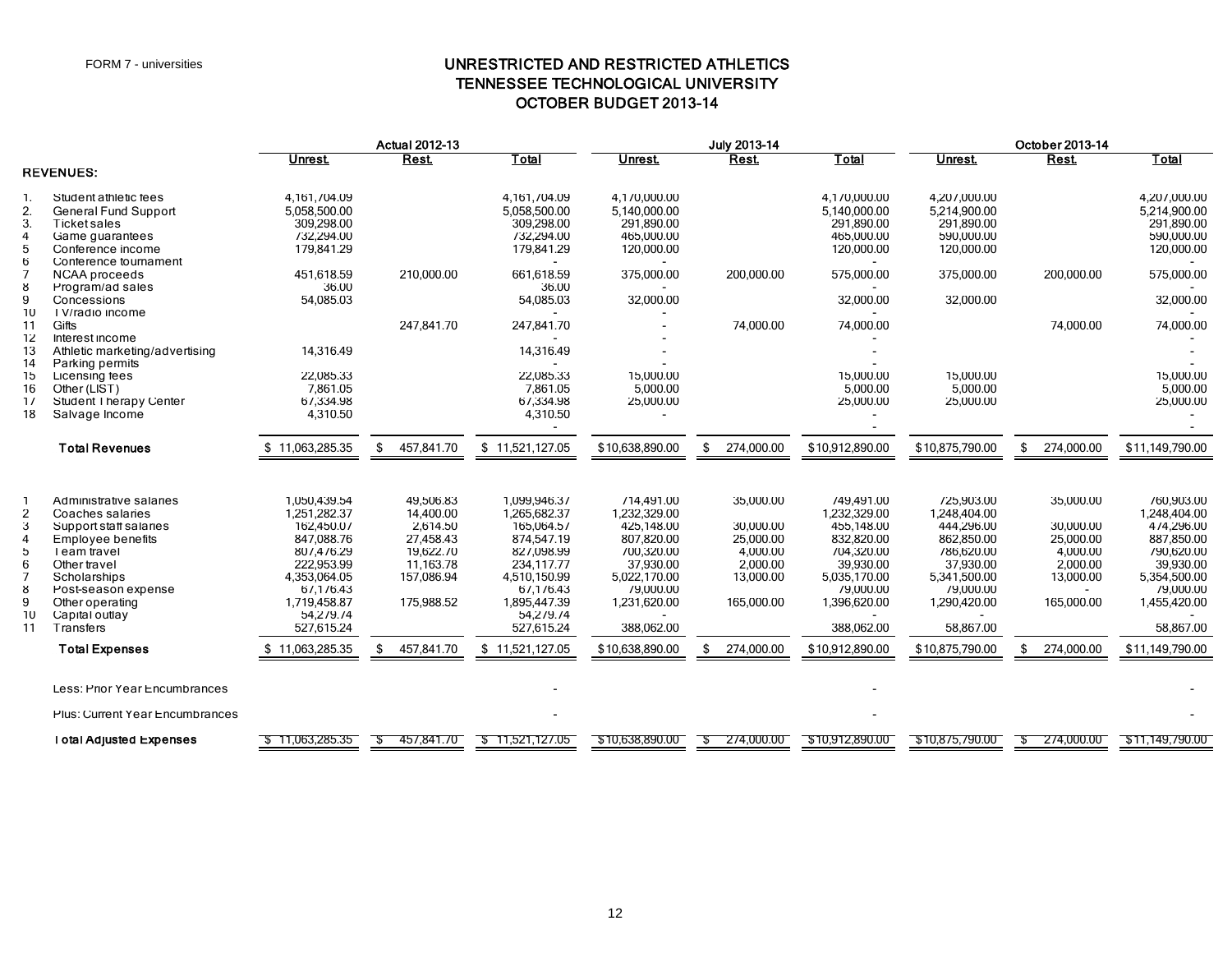FORM 7 - universities

# UNRESTRICTED AND RESTRICTED ATHLETICS
## TENNESSEE TECHNOLOGICAL UNIVERSITY
## OCTOBER BUDGET 2013-14

| | | Actual 2012-13 | | | July 2013-14 | | | October 2013-14 | | |
|---|---|---|---|---|---|---|---|---|---|---|
| | | Unrest. | Rest. | Total | Unrest. | Rest. | Total | Unrest. | Rest. | Total |
| **REVENUES:** | | | | | | | | | | |
| 1. | Student athletic fees | 4,161,704.09 | | 4,161,704.09 | 4,170,000.00 | | 4,170,000.00 | 4,207,000.00 | | 4,207,000.00 |
| 2. | General Fund Support | 5,058,500.00 | | 5,058,500.00 | 5,140,000.00 | | 5,140,000.00 | 5,214,900.00 | | 5,214,900.00 |
| 3. | Ticket sales | 309,298.00 | | 309,298.00 | 291,890.00 | | 291,890.00 | 291,890.00 | | 291,890.00 |
| 4 | Game guarantees | 732,294.00 | | 732,294.00 | 465,000.00 | | 465,000.00 | 590,000.00 | | 590,000.00 |
| 5 | Conference income | 179,841.29 | | 179,841.29 | 120,000.00 | | 120,000.00 | 120,000.00 | | 120,000.00 |
| 6 | Conference tournament | | | - | - | | - | | | - |
| 7 | NCAA proceeds | 451,618.59 | 210,000.00 | 661,618.59 | 375,000.00 | 200,000.00 | 575,000.00 | 375,000.00 | 200,000.00 | 575,000.00 |
| 8 | Program/ad sales | 36.00 | | 36.00 | - | | - | | | - |
| 9 | Concessions | 54,085.03 | | 54,085.03 | 32,000.00 | | 32,000.00 | 32,000.00 | | 32,000.00 |
| 10 | TV/radio income | | | - | - | | - | | | - |
| 11 | Gifts | | 247,841.70 | 247,841.70 | - | 74,000.00 | 74,000.00 | | 74,000.00 | 74,000.00 |
| 12 | Interest income | | | - | - | | - | | | - |
| 13 | Athletic marketing/advertising | 14,316.49 | | 14,316.49 | - | | - | | | - |
| 14 | Parking permits | | | - | - | | - | | | - |
| 15 | Licensing fees | 22,085.33 | | 22,085.33 | 15,000.00 | | 15,000.00 | 15,000.00 | | 15,000.00 |
| 16 | Other (LIST) | 7,861.05 | | 7,861.05 | 5,000.00 | | 5,000.00 | 5,000.00 | | 5,000.00 |
| 17 | Student Therapy Center | 67,334.98 | | 67,334.98 | 25,000.00 | | 25,000.00 | 25,000.00 | | 25,000.00 |
| 18 | Salvage Income | 4,310.50 | | 4,310.50 | - | | - | | | - |
| | | | | - | | | - | | | - |
| | **Total Revenues** | $ 11,063,285.35 | $ 457,841.70 | $ 11,521,127.05 | $10,638,890.00 | $ 274,000.00 | $10,912,890.00 | $10,875,790.00 | $ 274,000.00 | $11,149,790.00 |
| 1 | Administrative salaries | 1,050,439.54 | 49,506.83 | 1,099,946.37 | 714,491.00 | 35,000.00 | 749,491.00 | 725,903.00 | 35,000.00 | 760,903.00 |
| 2 | Coaches salaries | 1,251,282.37 | 14,400.00 | 1,265,682.37 | 1,232,329.00 | | 1,232,329.00 | 1,248,404.00 | | 1,248,404.00 |
| 3 | Support staff salaries | 162,450.07 | 2,614.50 | 165,064.57 | 425,148.00 | 30,000.00 | 455,148.00 | 444,296.00 | 30,000.00 | 474,296.00 |
| 4 | Employee benefits | 847,088.76 | 27,458.43 | 874,547.19 | 807,820.00 | 25,000.00 | 832,820.00 | 862,850.00 | 25,000.00 | 887,850.00 |
| 5 | Team travel | 807,476.29 | 19,622.70 | 827,098.99 | 700,320.00 | 4,000.00 | 704,320.00 | 786,620.00 | 4,000.00 | 790,620.00 |
| 6 | Other travel | 222,953.99 | 11,163.78 | 234,117.77 | 37,930.00 | 2,000.00 | 39,930.00 | 37,930.00 | 2,000.00 | 39,930.00 |
| 7 | Scholarships | 4,353,064.05 | 157,086.94 | 4,510,150.99 | 5,022,170.00 | 13,000.00 | 5,035,170.00 | 5,341,500.00 | 13,000.00 | 5,354,500.00 |
| 8 | Post-season expense | 67,176.43 | | 67,176.43 | 79,000.00 | | 79,000.00 | 79,000.00 | - | 79,000.00 |
| 9 | Other operating | 1,719,458.87 | 175,988.52 | 1,895,447.39 | 1,231,620.00 | 165,000.00 | 1,396,620.00 | 1,290,420.00 | 165,000.00 | 1,455,420.00 |
| 10 | Capital outlay | 54,279.74 | | 54,279.74 | - | | - | - | | - |
| 11 | Transfers | 527,615.24 | | 527,615.24 | 388,062.00 | | 388,062.00 | 58,867.00 | | 58,867.00 |
| | **Total Expenses** | $ 11,063,285.35 | $ 457,841.70 | $ 11,521,127.05 | $10,638,890.00 | $ 274,000.00 | $10,912,890.00 | $10,875,790.00 | $ 274,000.00 | $11,149,790.00 |
| | Less: Prior Year Encumbrances | | | - | | | - | | | - |
| | Plus: Current Year Encumbrances | | | - | | | - | | | - |
| | **Total Adjusted Expenses** | $ 11,063,285.35 | $ 457,841.70 | $ 11,521,127.05 | $10,638,890.00 | $ 274,000.00 | $10,912,890.00 | $10,875,790.00 | $ 274,000.00 | $11,149,790.00 |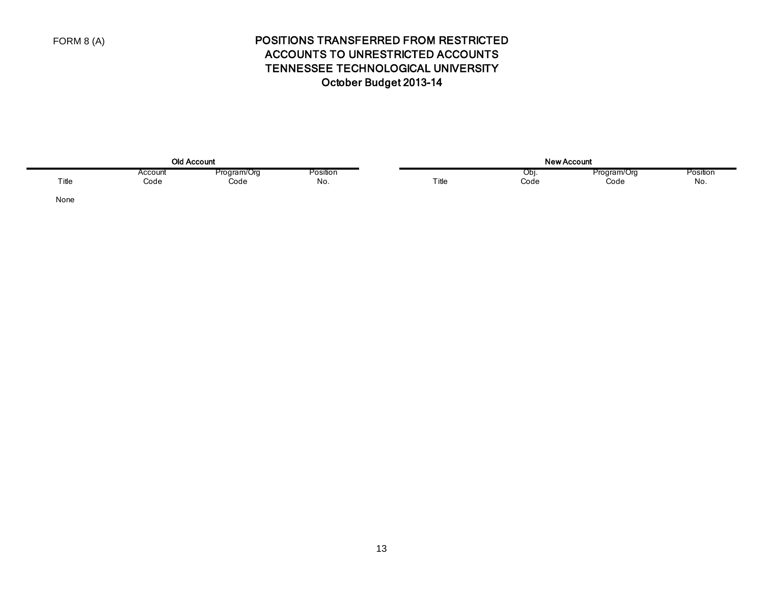FORM 8 (A)

# POSITIONS TRANSFERRED FROM RESTRICTED ACCOUNTS TO UNRESTRICTED ACCOUNTS
# TENNESSEE TECHNOLOGICAL UNIVERSITY
# October Budget 2013-14

| Old Account | | | | New Account | | | |
|---|---|---|---|---|---|---|---|
| Title | Account Code | Program/Org Code | Position No. | Title | Obj. Code | Program/Org Code | Position No. |
| None | | | | | | | |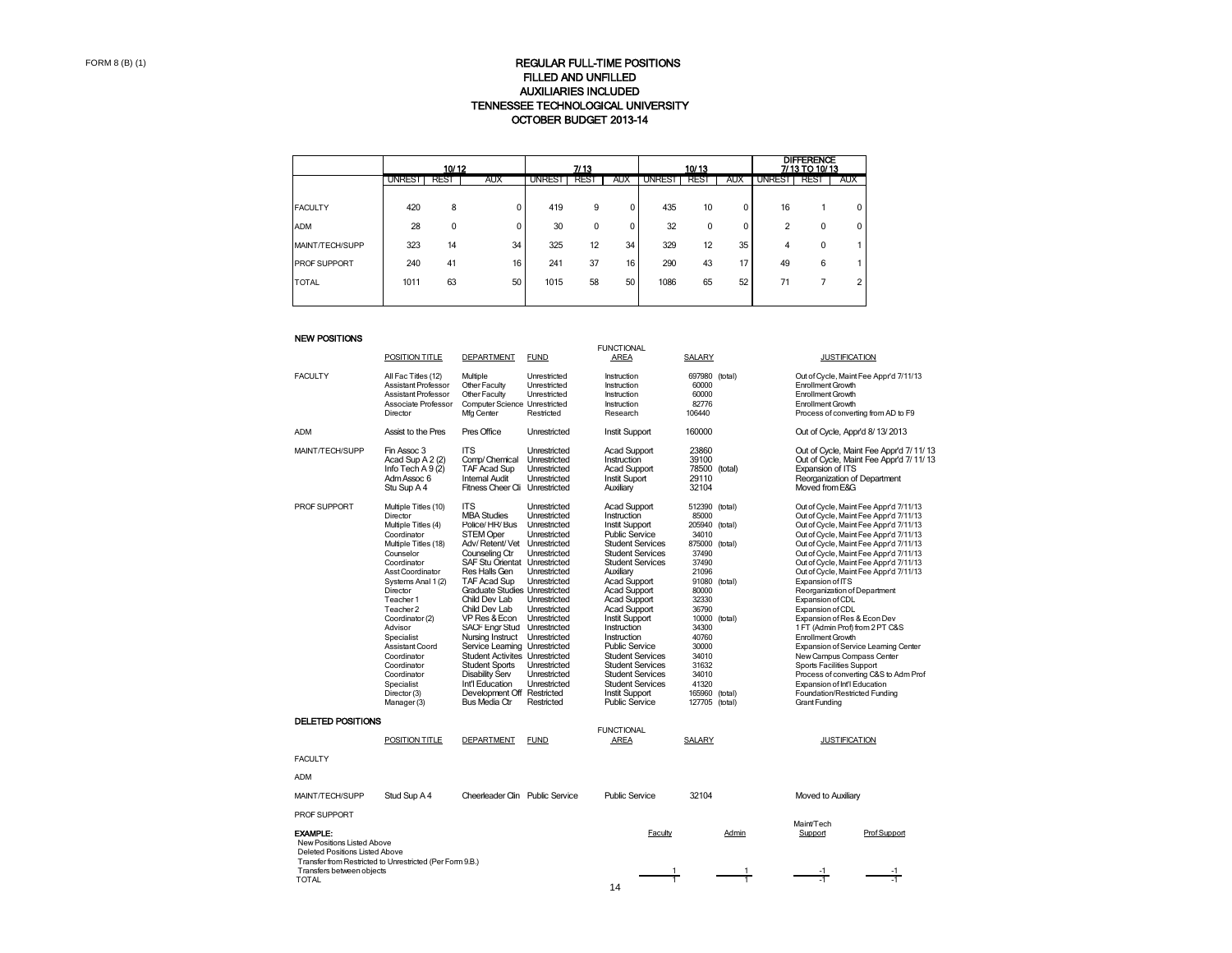FORM 8 (B) (1)

# REGULAR FULL-TIME POSITIONS
## FILLED AND UNFILLED
## AUXILIARIES INCLUDED
## TENNESSEE TECHNOLOGICAL UNIVERSITY
## OCTOBER BUDGET 2013-14

| | 10/12 | | | 7/13 | | | 10/13 | | | DIFFERENCE 7/13 TO 10/13 | | |
|---|---|---|---|---|---|---|---|---|---|---|---|---|
| | UNREST | REST | AUX | UNREST | REST | AUX | UNREST | REST | AUX | UNREST | REST | AUX |
| FACULTY | 420 | 8 | 0 | 419 | 9 | 0 | 435 | 10 | 0 | 16 | 1 | 0 |
| ADM | 28 | 0 | 0 | 30 | 0 | 0 | 32 | 0 | 0 | 2 | 0 | 0 |
| MAINT/TECH/SUPP | 323 | 14 | 34 | 325 | 12 | 34 | 329 | 12 | 35 | 4 | 0 | 1 |
| PROF SUPPORT | 240 | 41 | 16 | 241 | 37 | 16 | 290 | 43 | 17 | 49 | 6 | 1 |
| TOTAL | 1011 | 63 | 50 | 1015 | 58 | 50 | 1086 | 65 | 52 | 71 | 7 | 2 |

### NEW POSITIONS

| | POSITION TITLE | DEPARTMENT | FUND | FUNCTIONAL AREA | SALARY | | JUSTIFICATION |
|---|---|---|---|---|---|---|---|
| FACULTY | All Fac Titles (12) | Multiple | Unrestricted | Instruction | 697980 | (total) | Out of Cycle, Maint Fee Appr'd 7/11/13 |
| | Assistant Professor | Other Faculty | Unrestricted | Instruction | 60000 | | Enrollment Growth |
| | Assistant Professor | Other Faculty | Unrestricted | Instruction | 60000 | | Enrollment Growth |
| | Associate Professor | Computer Science | Unrestricted | Instruction | 82776 | | Enrollment Growth |
| | Director | Mfg Center | Restricted | Research | 106440 | | Process of converting from AD to F9 |
| ADM | Assist to the Pres | Pres Office | Unrestricted | Instit Support | 160000 | | Out of Cycle, Appr'd 8/13/2013 |
| MAINT/TECH/SUPP | Fin Assoc 3 | ITS | Unrestricted | Acad Support | 23860 | | Out of Cycle, Maint Fee Appr'd 7/11/13 |
| | Acad Sup A 2 (2) | Comp/Chemical | Unrestricted | Instruction | 39100 | | Out of Cycle, Maint Fee Appr'd 7/11/13 |
| | Info Tech A 9 (2) | TAF Acad Sup | Unrestricted | Acad Support | 78500 | (total) | Expansion of ITS |
| | Adm Assoc 6 | Internal Audit | Unrestricted | Instit Suport | 29110 | | Reorganization of Department |
| | Stu Sup A 4 | Fitness Cheer Cli | Unrestricted | Auxiliary | 32104 | | Moved from E&G |
| PROF SUPPORT | Multiple Titles (10) | ITS | Unrestricted | Acad Support | 512390 | (total) | Out of Cycle, Maint Fee Appr'd 7/11/13 |
| | Director | MBA Studies | Unrestricted | Instruction | 85000 | | Out of Cycle, Maint Fee Appr'd 7/11/13 |
| | Multiple Titles (4) | Police/HR/Bus | Unrestricted | Instit Support | 205940 | (total) | Out of Cycle, Maint Fee Appr'd 7/11/13 |
| | Coordinator | STEM Oper | Unrestricted | Public Service | 34010 | | Out of Cycle, Maint Fee Appr'd 7/11/13 |
| | Multiple Titles (18) | Adv/Retent/Vet | Unrestricted | Student Services | 875000 | (total) | Out of Cycle, Maint Fee Appr'd 7/11/13 |
| | Counselor | Counseling Ctr | Unrestricted | Student Services | 37490 | | Out of Cycle, Maint Fee Appr'd 7/11/13 |
| | Coordinator | SAF Stu Orientat | Unrestricted | Student Services | 37490 | | Out of Cycle, Maint Fee Appr'd 7/11/13 |
| | Asst Coordinator | Res Halls Gen | Unrestricted | Auxiliary | 21096 | | Out of Cycle, Maint Fee Appr'd 7/11/13 |
| | Systems Anal 1 (2) | TAF Acad Sup | Unrestricted | Acad Support | 91080 | (total) | Expansion of ITS |
| | Director | Graduate Studies | Unrestricted | Acad Support | 80000 | | Reorganization of Department |
| | Teacher 1 | Child Dev Lab | Unrestricted | Acad Support | 32330 | | Expansion of CDL |
| | Teacher 2 | Child Dev Lab | Unrestricted | Acad Support | 36790 | | Expansion of CDL |
| | Coordinator (2) | VP Res & Econ | Unrestricted | Instit Support | 10000 | (total) | Expansion of Res & Econ Dev |
| | Advisor | SACF Engr Stud | Unrestricted | Instruction | 34300 | | 1 FT (Admin Prof) from 2 PT C&S |
| | Specialist | Nursing Instruct | Unrestricted | Instruction | 40760 | | Enrollment Growth |
| | Assistant Coord | Service Learning | Unrestricted | Public Service | 30000 | | Expansion of Service Learning Center |
| | Coordinator | Student Activites | Unrestricted | Student Services | 34010 | | New Campus Compass Center |
| | Coordinator | Student Sports | Unrestricted | Student Services | 31632 | | Sports Facilities Support |
| | Coordinator | Disability Serv | Unrestricted | Student Services | 34010 | | Process of converting C&S to Adm Prof |
| | Specialist | Int'l Education | Unrestricted | Student Services | 41320 | | Expansion of Int'l Education |
| | Director (3) | Development Off | Restricted | Instit Support | 165960 | (total) | Foundation/Restricted Funding |
| | Manager (3) | Bus Media Ctr | Restricted | Public Service | 127705 | (total) | Grant Funding |

### DELETED POSITIONS

| | POSITION TITLE | DEPARTMENT | FUND | FUNCTIONAL AREA | SALARY | JUSTIFICATION |
|---|---|---|---|---|---|---|
| FACULTY | | | | | | |
| ADM | | | | | | |
| MAINT/TECH/SUPP | Stud Sup A 4 | Cheerleader Clin | Public Service | Public Service | 32104 | Moved to Auxiliary |
| PROF SUPPORT | | | | | | |

| EXAMPLE: | Faculty | Admin | Maint/Tech Support | Prof Support |
|---|---|---|---|---|
| New Positions Listed Above | | | | |
| Deleted Positions Listed Above | | | | |
| Transfer from Restricted to Unrestricted (Per Form 9.B.) | | | | |
| Transfers between objects | 1 | 1 | -1 | -1 |
| TOTAL | 1 | 1 | -1 | -1 |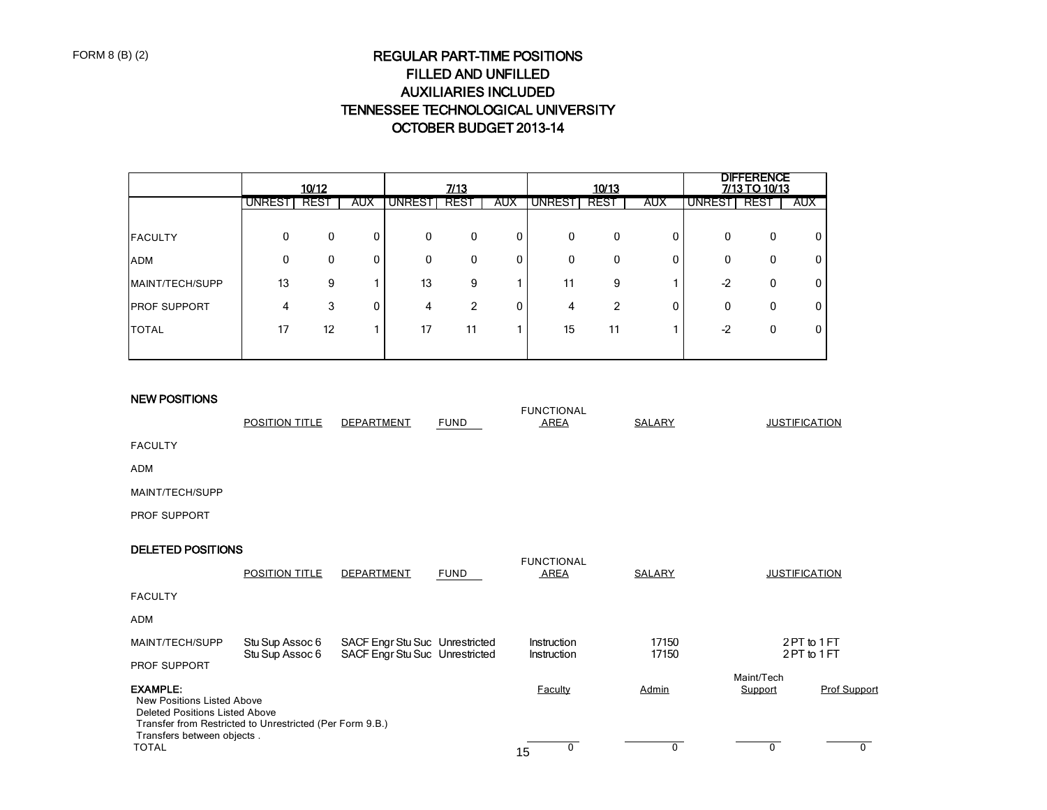FORM 8 (B) (2)

# REGULAR PART-TIME POSITIONS
## FILLED AND UNFILLED
## AUXILIARIES INCLUDED
## TENNESSEE TECHNOLOGICAL UNIVERSITY
## OCTOBER BUDGET 2013-14

| | 10/12 | | | 7/13 | | | 10/13 | | | DIFFERENCE 7/13 TO 10/13 | | |
|---|---|---|---|---|---|---|---|---|---|---|---|---|
| | UNREST | REST | AUX | UNREST | REST | AUX | UNREST | REST | AUX | UNREST | REST | AUX |
| FACULTY | 0 | 0 | 0 | 0 | 0 | 0 | 0 | 0 | 0 | 0 | 0 | 0 |
| ADM | 0 | 0 | 0 | 0 | 0 | 0 | 0 | 0 | 0 | 0 | 0 | 0 |
| MAINT/TECH/SUPP | 13 | 9 | 1 | 13 | 9 | 1 | 11 | 9 | 1 | -2 | 0 | 0 |
| PROF SUPPORT | 4 | 3 | 0 | 4 | 2 | 0 | 4 | 2 | 0 | 0 | 0 | 0 |
| TOTAL | 17 | 12 | 1 | 17 | 11 | 1 | 15 | 11 | 1 | -2 | 0 | 0 |

### NEW POSITIONS

| | POSITION TITLE | DEPARTMENT | FUND | FUNCTIONAL AREA | SALARY | JUSTIFICATION |
|---|---|---|---|---|---|---|
| FACULTY | | | | | | |
| ADM | | | | | | |
| MAINT/TECH/SUPP | | | | | | |
| PROF SUPPORT | | | | | | |

### DELETED POSITIONS

| | POSITION TITLE | DEPARTMENT | FUND | FUNCTIONAL AREA | SALARY | JUSTIFICATION |
|---|---|---|---|---|---|---|
| FACULTY | | | | | | |
| ADM | | | | | | |
| MAINT/TECH/SUPP | Stu Sup Assoc 6 | SACF Engr Stu Suc | Unrestricted | Instruction | 17150 | 2 PT to 1 FT |
| | Stu Sup Assoc 6 | SACF Engr Stu Suc | Unrestricted | Instruction | 17150 | 2 PT to 1 FT |
| PROF SUPPORT | | | | | | |

**EXAMPLE:**

| | Faculty | Admin | Maint/Tech Support | Prof Support |
|---|---|---|---|---|
| New Positions Listed Above | | | | |
| Deleted Positions Listed Above | | | | |
| Transfer from Restricted to Unrestricted (Per Form 9.B.) | | | | |
| Transfers between objects . | | | | |
| TOTAL | 0 | 0 | 0 | 0 |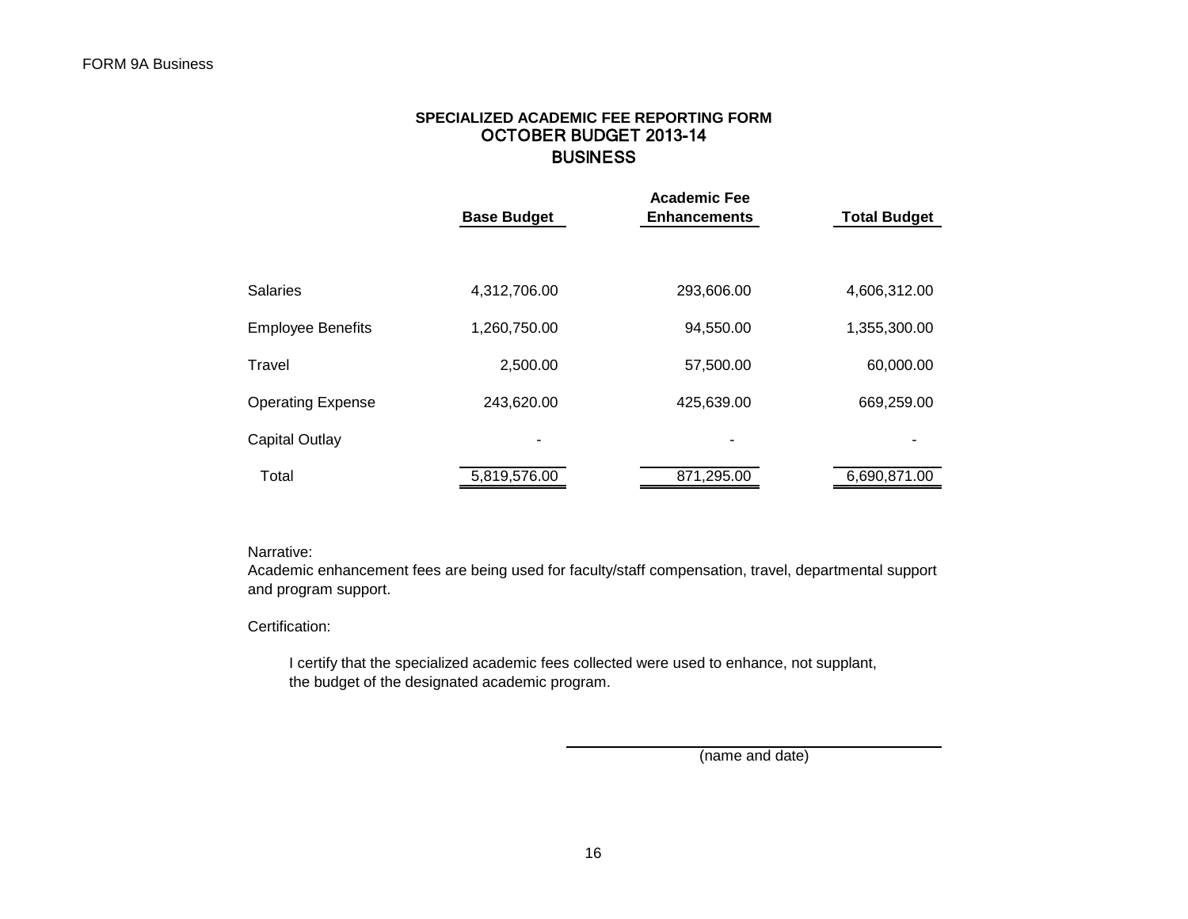FORM 9A Business

## SPECIALIZED ACADEMIC FEE REPORTING FORM
## OCTOBER BUDGET 2013-14
## BUSINESS

| | Base Budget | Academic Fee Enhancements | Total Budget |
|---|---|---|---|
| Salaries | 4,312,706.00 | 293,606.00 | 4,606,312.00 |
| Employee Benefits | 1,260,750.00 | 94,550.00 | 1,355,300.00 |
| Travel | 2,500.00 | 57,500.00 | 60,000.00 |
| Operating Expense | 243,620.00 | 425,639.00 | 669,259.00 |
| Capital Outlay | - | - | - |
| Total | 5,819,576.00 | 871,295.00 | 6,690,871.00 |

Narrative:
Academic enhancement fees are being used for faculty/staff compensation, travel, departmental support and program support.

Certification:

I certify that the specialized academic fees collected were used to enhance, not supplant, the budget of the designated academic program.

(name and date)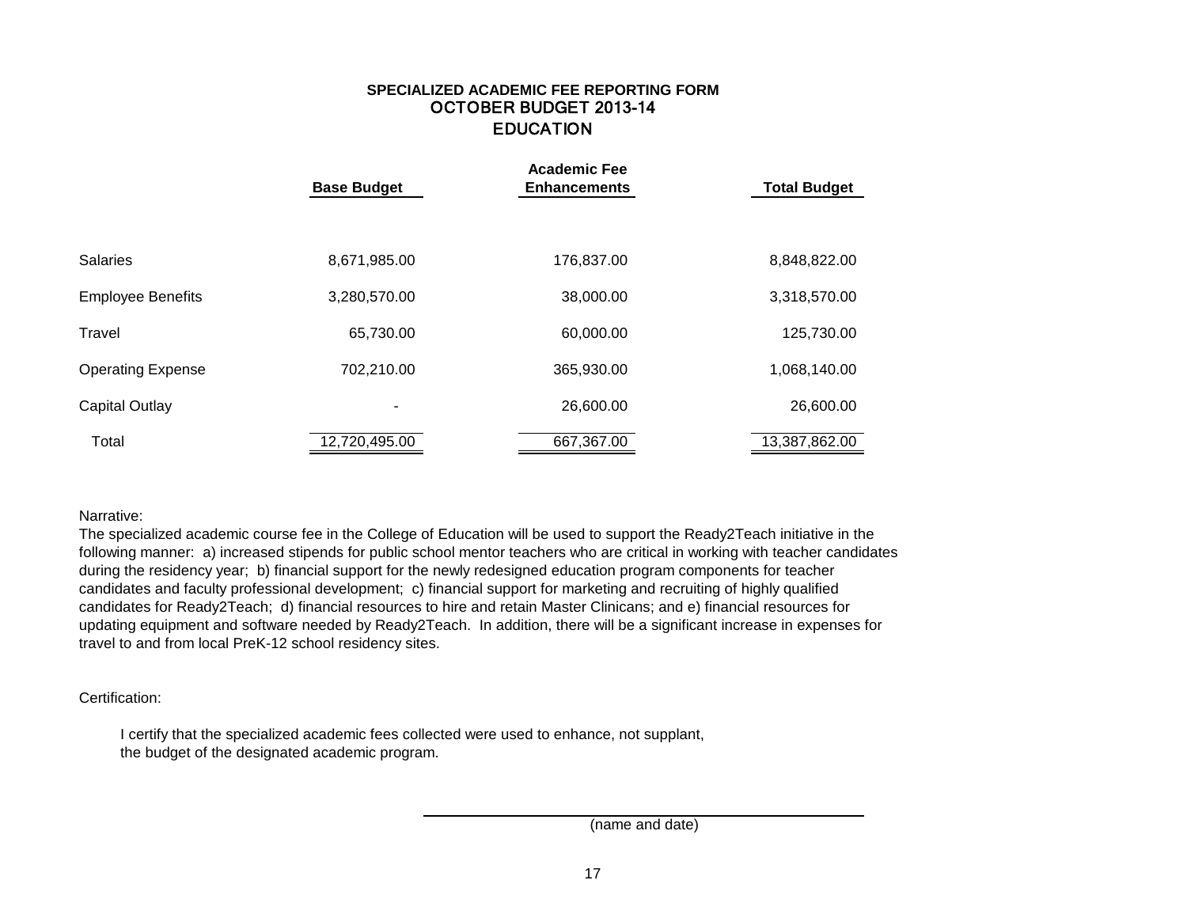# SPECIALIZED ACADEMIC FEE REPORTING FORM

## OCTOBER BUDGET 2013-14

## EDUCATION

| | Base Budget | Academic Fee Enhancements | Total Budget |
|---|---|---|---|
| Salaries | 8,671,985.00 | 176,837.00 | 8,848,822.00 |
| Employee Benefits | 3,280,570.00 | 38,000.00 | 3,318,570.00 |
| Travel | 65,730.00 | 60,000.00 | 125,730.00 |
| Operating Expense | 702,210.00 | 365,930.00 | 1,068,140.00 |
| Capital Outlay | - | 26,600.00 | 26,600.00 |
| Total | 12,720,495.00 | 667,367.00 | 13,387,862.00 |

Narrative:

The specialized academic course fee in the College of Education will be used to support the Ready2Teach initiative in the following manner: a) increased stipends for public school mentor teachers who are critical in working with teacher candidates during the residency year; b) financial support for the newly redesigned education program components for teacher candidates and faculty professional development; c) financial support for marketing and recruiting of highly qualified candidates for Ready2Teach; d) financial resources to hire and retain Master Clinicans; and e) financial resources for updating equipment and software needed by Ready2Teach. In addition, there will be a significant increase in expenses for travel to and from local PreK-12 school residency sites.

Certification:

I certify that the specialized academic fees collected were used to enhance, not supplant, the budget of the designated academic program.

\_\_\_\_\_\_\_\_\_\_\_\_\_\_\_\_\_\_\_\_\_\_\_\_\_\_\_\_\_\_\_\_\_\_\_\_\_\_\_\_

(name and date)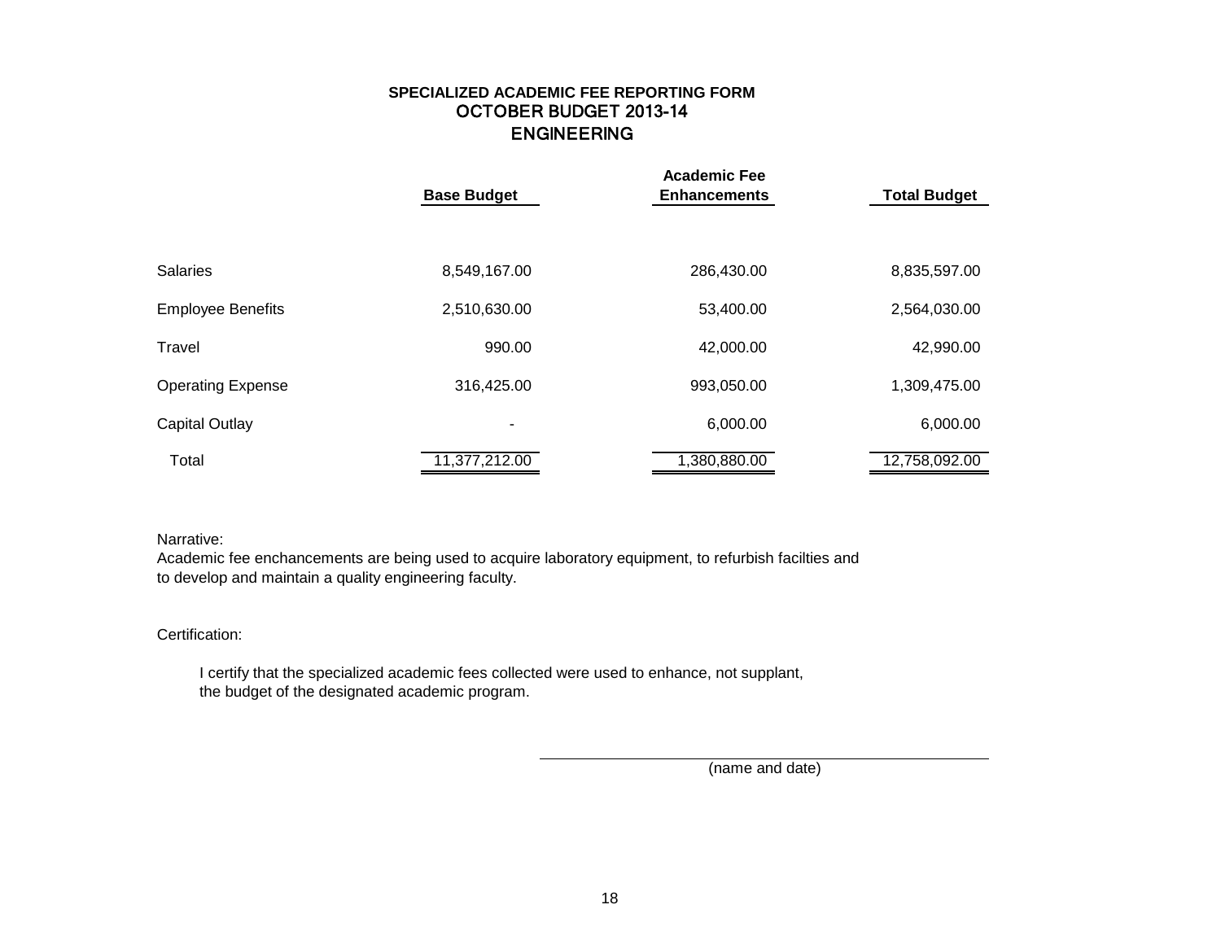# SPECIALIZED ACADEMIC FEE REPORTING FORM
## OCTOBER BUDGET 2013-14
## ENGINEERING

| | Base Budget | Academic Fee Enhancements | Total Budget |
|---|---|---|---|
| Salaries | 8,549,167.00 | 286,430.00 | 8,835,597.00 |
| Employee Benefits | 2,510,630.00 | 53,400.00 | 2,564,030.00 |
| Travel | 990.00 | 42,000.00 | 42,990.00 |
| Operating Expense | 316,425.00 | 993,050.00 | 1,309,475.00 |
| Capital Outlay | - | 6,000.00 | 6,000.00 |
| Total | 11,377,212.00 | 1,380,880.00 | 12,758,092.00 |

Narrative:
Academic fee enchancements are being used to acquire laboratory equipment, to refurbish facilties and to develop and maintain a quality engineering faculty.

Certification:

I certify that the specialized academic fees collected were used to enhance, not supplant, the budget of the designated academic program.

\_\_\_\_\_\_\_\_\_\_\_\_\_\_\_\_\_\_\_\_\_\_\_\_\_\_\_\_\_\_\_\_\_\_\_\_\_\_\_\_
(name and date)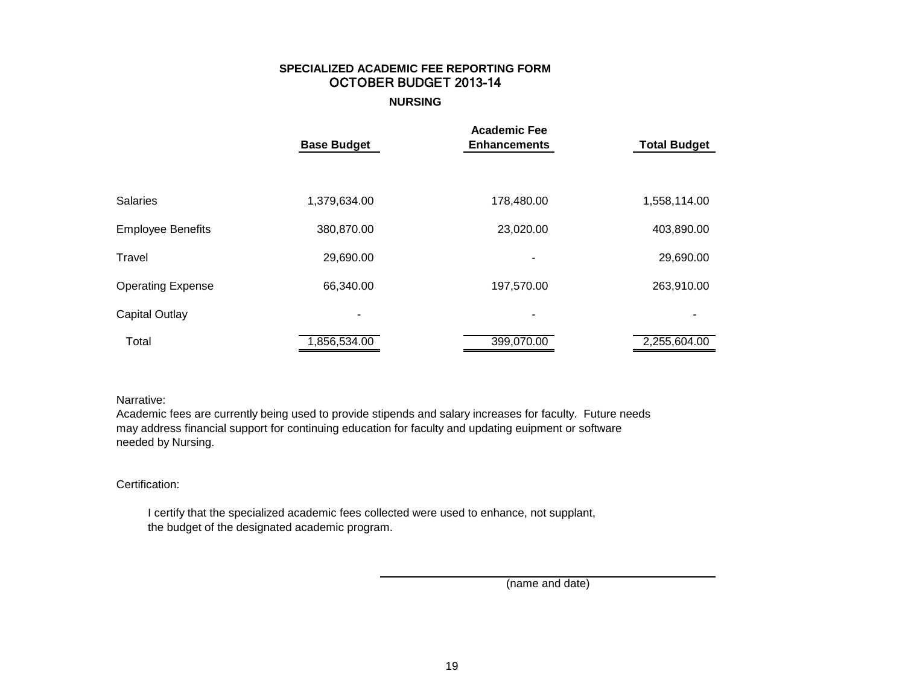**SPECIALIZED ACADEMIC FEE REPORTING FORM**
**OCTOBER BUDGET 2013-14**

**NURSING**

| | Base Budget | Academic Fee Enhancements | Total Budget |
|---|---|---|---|
| Salaries | 1,379,634.00 | 178,480.00 | 1,558,114.00 |
| Employee Benefits | 380,870.00 | 23,020.00 | 403,890.00 |
| Travel | 29,690.00 | - | 29,690.00 |
| Operating Expense | 66,340.00 | 197,570.00 | 263,910.00 |
| Capital Outlay | - | - | - |
| Total | 1,856,534.00 | 399,070.00 | 2,255,604.00 |

Narrative:
Academic fees are currently being used to provide stipends and salary increases for faculty. Future needs may address financial support for continuing education for faculty and updating euipment or software needed by Nursing.

Certification:

I certify that the specialized academic fees collected were used to enhance, not supplant, the budget of the designated academic program.

\_\_\_\_\_\_\_\_\_\_\_\_\_\_\_\_\_\_\_\_\_\_\_\_\_\_\_\_\_\_\_\_\_\_\_\_\_\_\_\_

(name and date)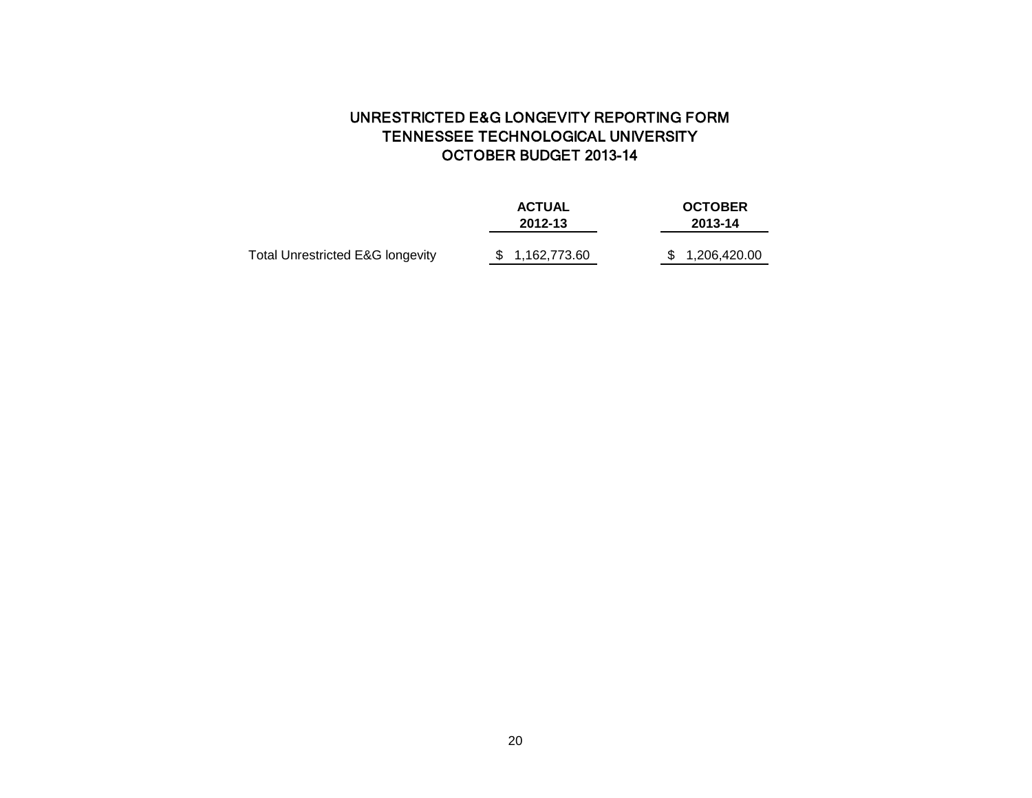# UNRESTRICTED E&G LONGEVITY REPORTING FORM
# TENNESSEE TECHNOLOGICAL UNIVERSITY
# OCTOBER BUDGET 2013-14

| | ACTUAL 2012-13 | OCTOBER 2013-14 |
|---|---|---|
| Total Unrestricted E&G longevity | $ 1,162,773.60 | $ 1,206,420.00 |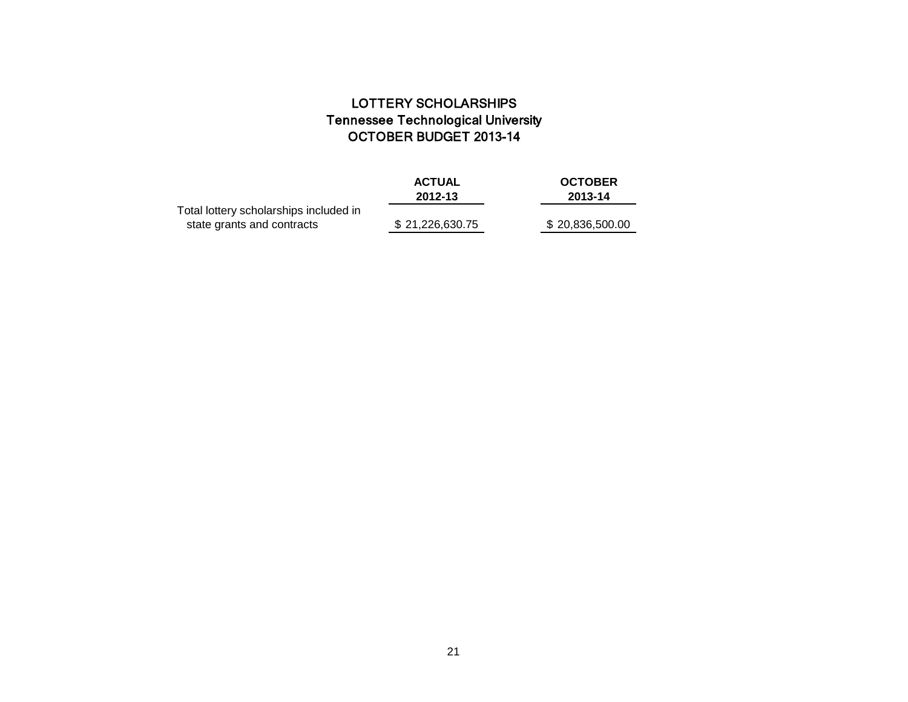# LOTTERY SCHOLARSHIPS
## Tennessee Technological University
## OCTOBER BUDGET 2013-14

| | **ACTUAL 2012-13** | **OCTOBER 2013-14** |
|---|---|---|
| Total lottery scholarships included in state grants and contracts | $ 21,226,630.75 | $ 20,836,500.00 |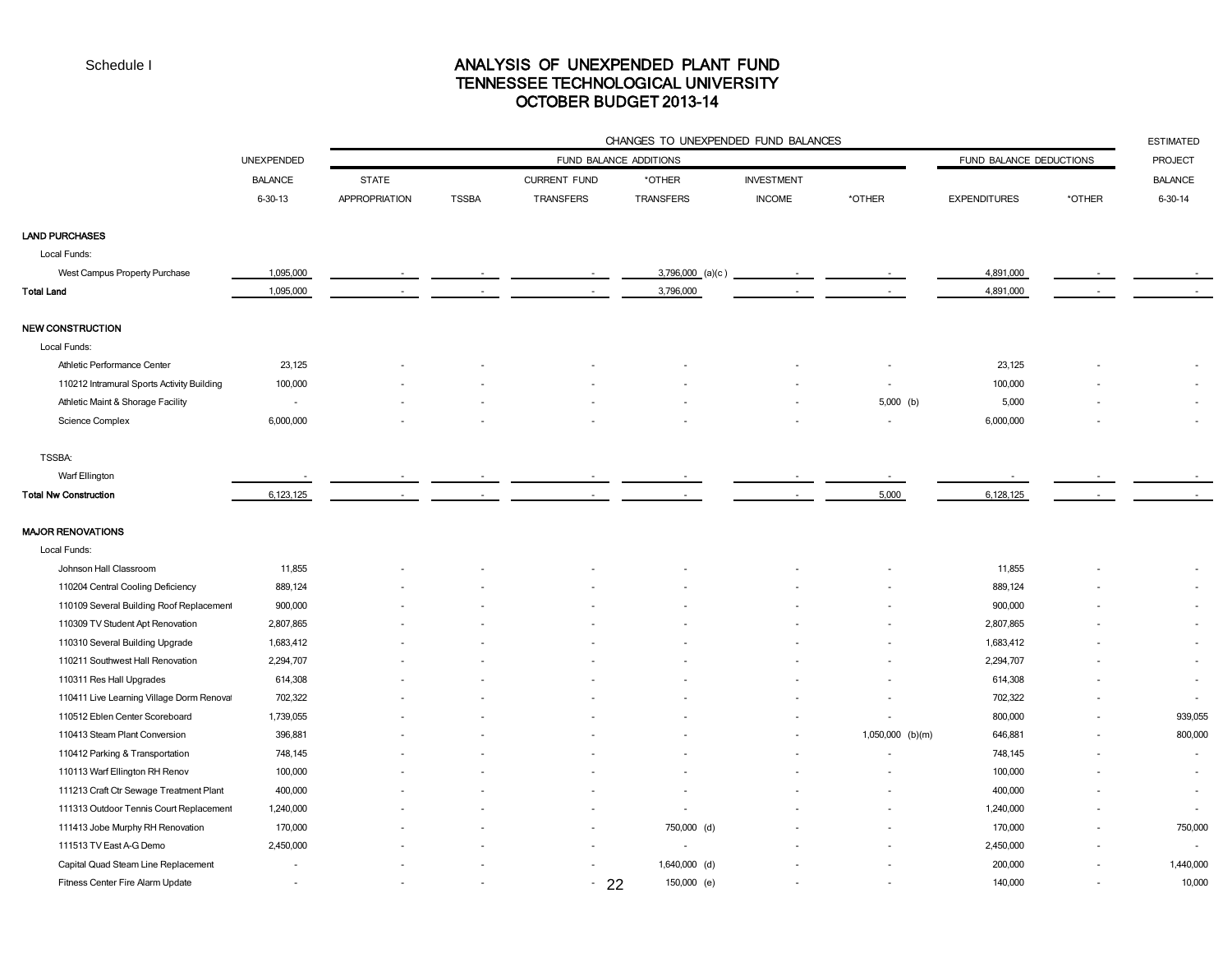Schedule I

# ANALYSIS OF UNEXPENDED PLANT FUND
## TENNESSEE TECHNOLOGICAL UNIVERSITY
## OCTOBER BUDGET 2013-14

| | UNEXPENDED BALANCE 6-30-13 | CHANGES TO UNEXPENDED FUND BALANCES — FUND BALANCE ADDITIONS: STATE APPROPRIATION | TSSBA | CURRENT FUND TRANSFERS | *OTHER TRANSFERS | INVESTMENT INCOME | *OTHER | FUND BALANCE DEDUCTIONS: EXPENDITURES | *OTHER | ESTIMATED PROJECT BALANCE 6-30-14 |
|---|---|---|---|---|---|---|---|---|---|---|
| **LAND PURCHASES** | | | | | | | | | | |
| Local Funds: | | | | | | | | | | |
| West Campus Property Purchase | 1,095,000 | - | - | - | 3,796,000 (a)(c) | - | - | 4,891,000 | - | - |
| **Total Land** | 1,095,000 | - | - | - | 3,796,000 | - | - | 4,891,000 | - | - |
| **NEW CONSTRUCTION** | | | | | | | | | | |
| Local Funds: | | | | | | | | | | |
| Athletic Performance Center | 23,125 | - | - | - | - | - | - | 23,125 | - | - |
| 110212 Intramural Sports Activity Building | 100,000 | - | - | - | - | - | - | 100,000 | - | - |
| Athletic Maint & Shorage Facility | - | - | - | - | - | - | 5,000 (b) | 5,000 | - | - |
| Science Complex | 6,000,000 | - | - | - | - | - | - | 6,000,000 | - | - |
| TSSBA: | | | | | | | | | | |
| Warf Ellington | - | - | - | - | - | - | - | - | - | - |
| **Total Nw Construction** | 6,123,125 | - | - | - | - | - | 5,000 | 6,128,125 | - | - |
| **MAJOR RENOVATIONS** | | | | | | | | | | |
| Local Funds: | | | | | | | | | | |
| Johnson Hall Classroom | 11,855 | - | - | - | - | - | - | 11,855 | - | - |
| 110204 Central Cooling Deficiency | 889,124 | - | - | - | - | - | - | 889,124 | - | - |
| 110109 Several Building Roof Replacement | 900,000 | - | - | - | - | - | - | 900,000 | - | - |
| 110309 TV Student Apt Renovation | 2,807,865 | - | - | - | - | - | - | 2,807,865 | - | - |
| 110310 Several Building Upgrade | 1,683,412 | - | - | - | - | - | - | 1,683,412 | - | - |
| 110211 Southwest Hall Renovation | 2,294,707 | - | - | - | - | - | - | 2,294,707 | - | - |
| 110311 Res Hall Upgrades | 614,308 | - | - | - | - | - | - | 614,308 | - | - |
| 110411 Live Learning Village Dorm Renovat | 702,322 | - | - | - | - | - | - | 702,322 | - | - |
| 110512 Eblen Center Scoreboard | 1,739,055 | - | - | - | - | - | - | 800,000 | - | 939,055 |
| 110413 Steam Plant Conversion | 396,881 | - | - | - | - | - | 1,050,000 (b)(m) | 646,881 | - | 800,000 |
| 110412 Parking & Transportation | 748,145 | - | - | - | - | - | - | 748,145 | - | - |
| 110113 Warf Ellington RH Renov | 100,000 | - | - | - | - | - | - | 100,000 | - | - |
| 111213 Craft Ctr Sewage Treatment Plant | 400,000 | - | - | - | - | - | - | 400,000 | - | - |
| 111313 Outdoor Tennis Court Replacement | 1,240,000 | - | - | - | - | - | - | 1,240,000 | - | - |
| 111413 Jobe Murphy RH Renovation | 170,000 | - | - | - | 750,000 (d) | - | - | 170,000 | - | 750,000 |
| 111513 TV East A-G Demo | 2,450,000 | - | - | - | - | - | - | 2,450,000 | - | - |
| Capital Quad Steam Line Replacement | - | - | - | - | 1,640,000 (d) | - | - | 200,000 | - | 1,440,000 |
| Fitness Center Fire Alarm Update | - | - | - | - | 150,000 (e) | - | - | 140,000 | - | 10,000 |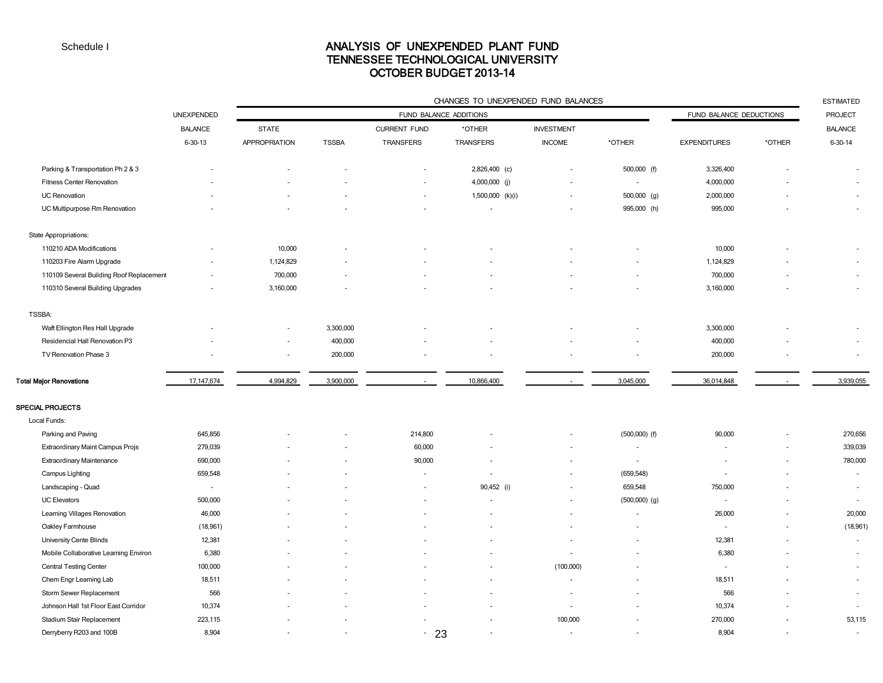Schedule I

# ANALYSIS OF UNEXPENDED PLANT FUND
## TENNESSEE TECHNOLOGICAL UNIVERSITY
## OCTOBER BUDGET 2013-14

| | UNEXPENDED BALANCE 6-30-13 | CHANGES TO UNEXPENDED FUND BALANCES | | | | | | FUND BALANCE DEDUCTIONS | | ESTIMATED PROJECT BALANCE 6-30-14 |
|---|---|---|---|---|---|---|---|---|---|---|
| | | FUND BALANCE ADDITIONS | | | | | | | | |
| | | STATE APPROPRIATION | TSSBA | CURRENT FUND TRANSFERS | *OTHER TRANSFERS | INVESTMENT INCOME | *OTHER | EXPENDITURES | *OTHER | |
| Parking & Transportation Ph 2 & 3 | - | - | - | - | 2,826,400 (c) | - | 500,000 (f) | 3,326,400 | - | - |
| Fitness Center Renovation | - | - | - | - | 4,000,000 (j) | - | - | 4,000,000 | - | - |
| UC Renovation | - | - | - | - | 1,500,000 (k)(i) | - | 500,000 (g) | 2,000,000 | - | - |
| UC Multipurpose Rm Renovation | - | - | - | - | - | - | 995,000 (h) | 995,000 | - | - |
| State Appropriations: | | | | | | | | | | |
| 110210 ADA Modifications | - | 10,000 | - | - | - | - | - | 10,000 | - | - |
| 110203 Fire Alarm Upgrade | - | 1,124,829 | - | - | - | - | - | 1,124,829 | - | - |
| 110109 Several Building Roof Replacement | - | 700,000 | - | - | - | - | - | 700,000 | - | - |
| 110310 Several Building Upgrades | - | 3,160,000 | - | - | - | - | - | 3,160,000 | - | - |
| TSSBA: | | | | | | | | | | |
| Waft Ellington Res Hall Upgrade | - | - | 3,300,000 | - | - | - | - | 3,300,000 | - | - |
| Residencial Hall Renovation P3 | - | - | 400,000 | - | - | - | - | 400,000 | - | - |
| TV Renovation Phase 3 | - | - | 200,000 | - | - | - | - | 200,000 | - | - |
| **Total Major Renovations** | 17,147,674 | 4,994,829 | 3,900,000 | - | 10,866,400 | - | 3,045,000 | 36,014,848 | - | 3,939,055 |
| **SPECIAL PROJECTS** | | | | | | | | | | |
| Local Funds: | | | | | | | | | | |
| Parking and Paving | 645,856 | - | - | 214,800 | - | - | (500,000) (f) | 90,000 | - | 270,656 |
| Extraordinary Maint Campus Projs | 279,039 | - | - | 60,000 | - | - | - | - | - | 339,039 |
| Extraordinary Maintenance | 690,000 | - | - | 90,000 | - | - | - | - | - | 780,000 |
| Campus Lighting | 659,548 | - | - | - | - | - | (659,548) | - | - | - |
| Landscaping - Quad | - | - | - | - | 90,452 (i) | - | 659,548 | 750,000 | - | - |
| UC Elevators | 500,000 | - | - | - | - | - | (500,000) (g) | - | - | - |
| Learning Villages Renovation | 46,000 | - | - | - | - | - | - | 26,000 | - | 20,000 |
| Oakley Farmhouse | (18,961) | - | - | - | - | - | - | - | - | (18,961) |
| University Cente Blinds | 12,381 | - | - | - | - | - | - | 12,381 | - | - |
| Mobile Collaborative Learning Environ | 6,380 | - | - | - | - | - | - | 6,380 | - | - |
| Central Testing Center | 100,000 | - | - | - | - | (100,000) | - | - | - | - |
| Chem Engr Learning Lab | 18,511 | - | - | - | - | - | - | 18,511 | - | - |
| Storm Sewer Replacement | 566 | - | - | - | - | - | - | 566 | - | - |
| Johnson Hall 1st Floor East Corridor | 10,374 | - | - | - | - | - | - | 10,374 | - | - |
| Stadium Stair Replacement | 223,115 | - | - | - | - | 100,000 | - | 270,000 | - | 53,115 |
| Derryberry R203 and 100B | 8,904 | - | - | - | - | - | - | 8,904 | - | - |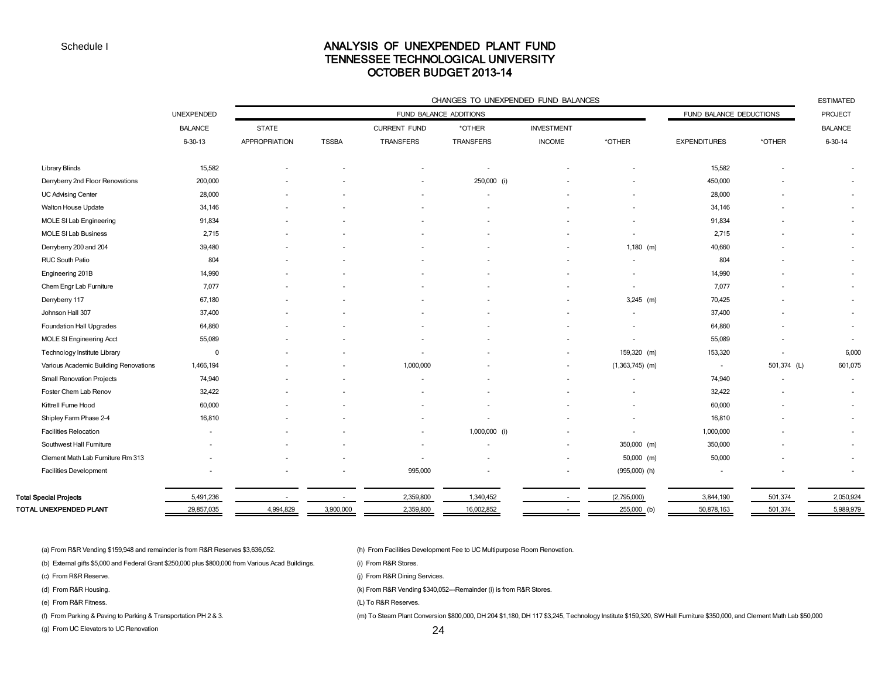Schedule I

# ANALYSIS OF UNEXPENDED PLANT FUND
## TENNESSEE TECHNOLOGICAL UNIVERSITY
## OCTOBER BUDGET 2013-14

| | UNEXPENDED BALANCE 6-30-13 | CHANGES TO UNEXPENDED FUND BALANCES | | | | | | | | ESTIMATED PROJECT BALANCE 6-30-14 |
|---|---|---|---|---|---|---|---|---|---|---|
| | | FUND BALANCE ADDITIONS | | | | | | FUND BALANCE DEDUCTIONS | | |
| | | STATE APPROPRIATION | TSSBA | CURRENT FUND TRANSFERS | *OTHER TRANSFERS | INVESTMENT INCOME | *OTHER | EXPENDITURES | *OTHER | |
| Library Blinds | 15,582 | - | - | - | - | - | - | 15,582 | - | - |
| Derryberry 2nd Floor Renovations | 200,000 | - | - | - | 250,000 (i) | - | - | 450,000 | - | - |
| UC Advising Center | 28,000 | - | - | - | - | - | - | 28,000 | - | - |
| Walton House Update | 34,146 | - | - | - | - | - | - | 34,146 | - | - |
| MOLE SI Lab Engineering | 91,834 | - | - | - | - | - | - | 91,834 | - | - |
| MOLE SI Lab Business | 2,715 | - | - | - | - | - | - | 2,715 | - | - |
| Derryberry 200 and 204 | 39,480 | - | - | - | - | - | 1,180 (m) | 40,660 | - | - |
| RUC South Patio | 804 | - | - | - | - | - | - | 804 | - | - |
| Engineering 201B | 14,990 | - | - | - | - | - | - | 14,990 | - | - |
| Chem Engr Lab Furniture | 7,077 | - | - | - | - | - | - | 7,077 | - | - |
| Derryberry 117 | 67,180 | - | - | - | - | - | 3,245 (m) | 70,425 | - | - |
| Johnson Hall 307 | 37,400 | - | - | - | - | - | - | 37,400 | - | - |
| Foundation Hall Upgrades | 64,860 | - | - | - | - | - | - | 64,860 | - | - |
| MOLE SI Engineering Acct | 55,089 | - | - | - | - | - | - | 55,089 | - | - |
| Technology Institute Library | 0 | - | - | - | - | - | 159,320 (m) | 153,320 | - | 6,000 |
| Various Academic Building Renovations | 1,466,194 | - | - | 1,000,000 | - | - | (1,363,745) (m) | - | 501,374 (L) | 601,075 |
| Small Renovation Projects | 74,940 | - | - | - | - | - | - | 74,940 | - | - |
| Foster Chem Lab Renov | 32,422 | - | - | - | - | - | - | 32,422 | - | - |
| Kittrell Fume Hood | 60,000 | - | - | - | - | - | - | 60,000 | - | - |
| Shipley Farm Phase 2-4 | 16,810 | - | - | - | - | - | - | 16,810 | - | - |
| Facilities Relocation | - | - | - | - | 1,000,000 (i) | - | - | 1,000,000 | - | - |
| Southwest Hall Furniture | - | - | - | - | - | - | 350,000 (m) | 350,000 | - | - |
| Clement Math Lab Furniture Rm 313 | - | - | - | - | - | - | 50,000 (m) | 50,000 | - | - |
| Facilities Development | - | - | - | 995,000 | - | - | (995,000) (h) | - | - | - |
| **Total Special Projects** | 5,491,236 | - | - | 2,359,800 | 1,340,452 | - | (2,795,000) | 3,844,190 | 501,374 | 2,050,924 |
| **TOTAL UNEXPENDED PLANT** | 29,857,035 | 4,994,829 | 3,900,000 | 2,359,800 | 16,002,852 | - | 255,000 (b) | 50,878,163 | 501,374 | 5,989,979 |

(a) From R&R Vending $159,948 and remainder is from R&R Reserves $3,636,052.

(b) External gifts $5,000 and Federal Grant $250,000 plus $800,000 from Various Acad Buildings.

(c) From R&R Reserve.

(d) From R&R Housing.

(e) From R&R Fitness.

(f) From Parking & Paving to Parking & Transportation PH 2 & 3.

(g) From UC Elevators to UC Renovation

(h) From Facilities Development Fee to UC Multipurpose Room Renovation.

(i) From R&R Stores.

(j) From R&R Dining Services.

(k) From R&R Vending $340,052---Remainder (i) is from R&R Stores.

(L) To R&R Reserves.

(m) To Steam Plant Conversion $800,000, DH 204 $1,180, DH 117 $3,245, Technology Institute $159,320, SW Hall Furniture $350,000, and Clement Math Lab $50,000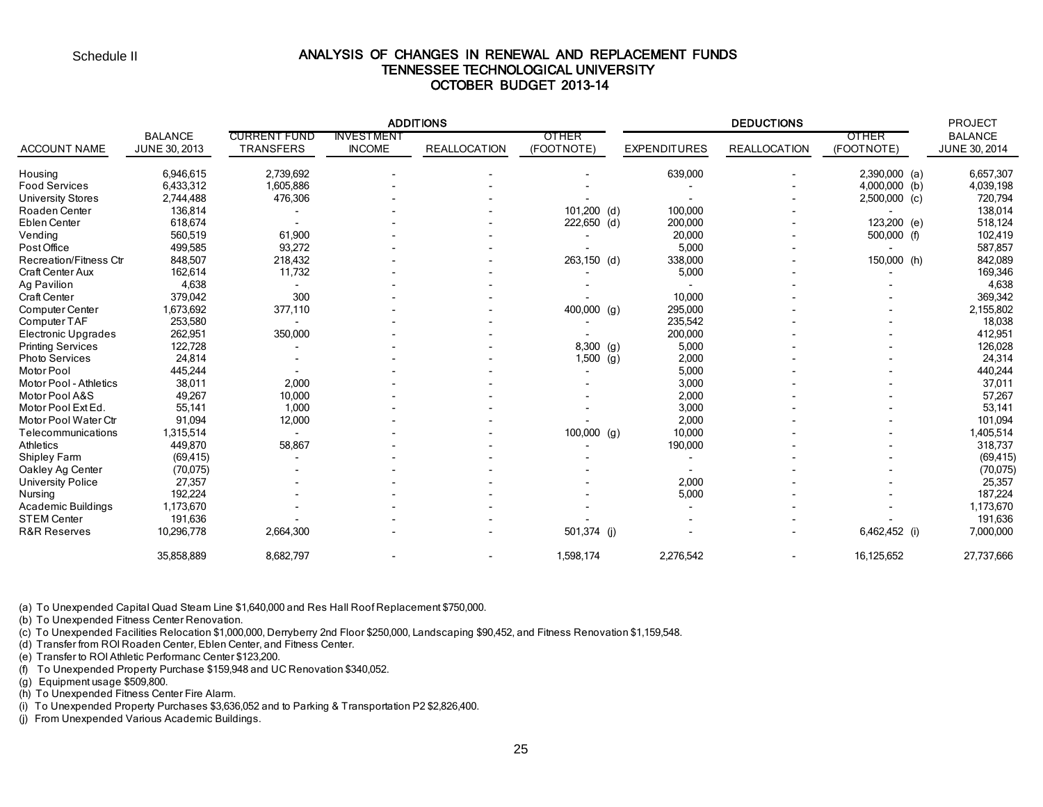Schedule II

# ANALYSIS OF CHANGES IN RENEWAL AND REPLACEMENT FUNDS
## TENNESSEE TECHNOLOGICAL UNIVERSITY
## OCTOBER BUDGET 2013-14

| | | ADDITIONS | | | | DEDUCTIONS | | | PROJECT |
|---|---|---|---|---|---|---|---|---|---|
| ACCOUNT NAME | BALANCE JUNE 30, 2013 | CURRENT FUND TRANSFERS | INVESTMENT INCOME | REALLOCATION | OTHER (FOOTNOTE) | EXPENDITURES | REALLOCATION | OTHER (FOOTNOTE) | BALANCE JUNE 30, 2014 |
| Housing | 6,946,615 | 2,739,692 | - | - | - | 639,000 | - | 2,390,000 (a) | 6,657,307 |
| Food Services | 6,433,312 | 1,605,886 | - | - | - | - | - | 4,000,000 (b) | 4,039,198 |
| University Stores | 2,744,488 | 476,306 | - | - | - | - | - | 2,500,000 (c) | 720,794 |
| Roaden Center | 136,814 | - | - | - | 101,200 (d) | 100,000 | - | - | 138,014 |
| Eblen Center | 618,674 | - | - | - | 222,650 (d) | 200,000 | - | 123,200 (e) | 518,124 |
| Vending | 560,519 | 61,900 | - | - | - | 20,000 | - | 500,000 (f) | 102,419 |
| Post Office | 499,585 | 93,272 | - | - | - | 5,000 | - | - | 587,857 |
| Recreation/Fitness Ctr | 848,507 | 218,432 | - | - | 263,150 (d) | 338,000 | - | 150,000 (h) | 842,089 |
| Craft Center Aux | 162,614 | 11,732 | - | - | - | 5,000 | - | - | 169,346 |
| Ag Pavilion | 4,638 | - | - | - | - | - | - | - | 4,638 |
| Craft Center | 379,042 | 300 | - | - | - | 10,000 | - | - | 369,342 |
| Computer Center | 1,673,692 | 377,110 | - | - | 400,000 (g) | 295,000 | - | - | 2,155,802 |
| Computer TAF | 253,580 | - | - | - | - | 235,542 | - | - | 18,038 |
| Electronic Upgrades | 262,951 | 350,000 | - | - | - | 200,000 | - | - | 412,951 |
| Printing Services | 122,728 | - | - | - | 8,300 (g) | 5,000 | - | - | 126,028 |
| Photo Services | 24,814 | - | - | - | 1,500 (g) | 2,000 | - | - | 24,314 |
| Motor Pool | 445,244 | - | - | - | - | 5,000 | - | - | 440,244 |
| Motor Pool - Athletics | 38,011 | 2,000 | - | - | - | 3,000 | - | - | 37,011 |
| Motor Pool A&S | 49,267 | 10,000 | - | - | - | 2,000 | - | - | 57,267 |
| Motor Pool Ext Ed. | 55,141 | 1,000 | - | - | - | 3,000 | - | - | 53,141 |
| Motor Pool Water Ctr | 91,094 | 12,000 | - | - | - | 2,000 | - | - | 101,094 |
| Telecommunications | 1,315,514 | - | - | - | 100,000 (g) | 10,000 | - | - | 1,405,514 |
| Athletics | 449,870 | 58,867 | - | - | - | 190,000 | - | - | 318,737 |
| Shipley Farm | (69,415) | - | - | - | - | - | - | - | (69,415) |
| Oakley Ag Center | (70,075) | - | - | - | - | - | - | - | (70,075) |
| University Police | 27,357 | - | - | - | - | 2,000 | - | - | 25,357 |
| Nursing | 192,224 | - | - | - | - | 5,000 | - | - | 187,224 |
| Academic Buildings | 1,173,670 | - | - | - | - | - | - | - | 1,173,670 |
| STEM Center | 191,636 | - | - | - | - | - | - | - | 191,636 |
| R&R Reserves | 10,296,778 | 2,664,300 | - | - | 501,374 (j) | - | - | 6,462,452 (i) | 7,000,000 |
| | 35,858,889 | 8,682,797 | - | - | 1,598,174 | 2,276,542 | - | 16,125,652 | 27,737,666 |

(a) To Unexpended Capital Quad Steam Line $1,640,000 and Res Hall Roof Replacement $750,000.
(b) To Unexpended Fitness Center Renovation.
(c) To Unexpended Facilities Relocation $1,000,000, Derryberry 2nd Floor $250,000, Landscaping $90,452, and Fitness Renovation $1,159,548.
(d) Transfer from ROI Roaden Center, Eblen Center, and Fitness Center.
(e) Transfer to ROI Athletic Performanc Center $123,200.
(f) To Unexpended Property Purchase $159,948 and UC Renovation $340,052.
(g) Equipment usage $509,800.
(h) To Unexpended Fitness Center Fire Alarm.
(i) To Unexpended Property Purchases $3,636,052 and to Parking & Transportation P2 $2,826,400.
(j) From Unexpended Various Academic Buildings.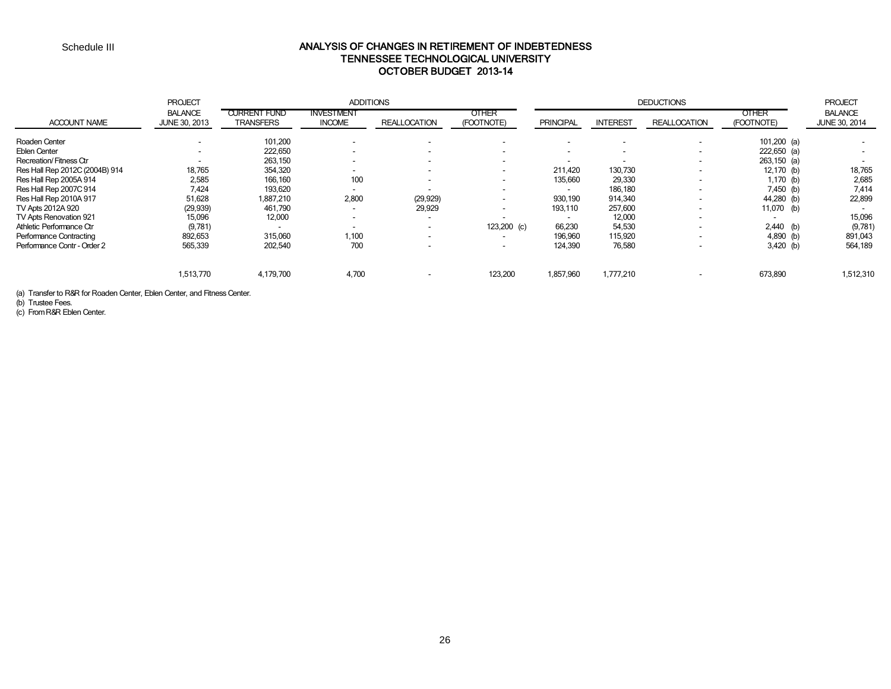Schedule III

# ANALYSIS OF CHANGES IN RETIREMENT OF INDEBTEDNESS
## TENNESSEE TECHNOLOGICAL UNIVERSITY
## OCTOBER BUDGET 2013-14

| ACCOUNT NAME | PROJECT BALANCE JUNE 30, 2013 | ADDITIONS | | | | DEDUCTIONS | | | | PROJECT BALANCE JUNE 30, 2014 |
|---|---|---|---|---|---|---|---|---|---|---|
| | | CURRENT FUND TRANSFERS | INVESTMENT INCOME | REALLOCATION | OTHER (FOOTNOTE) | PRINCIPAL | INTEREST | REALLOCATION | OTHER (FOOTNOTE) | |
| Roaden Center | - | 101,200 | - | - | - | - | - | - | 101,200 (a) | - |
| Eblen Center | - | 222,650 | - | - | - | - | - | - | 222,650 (a) | - |
| Recreation/ Fitness Ctr | - | 263,150 | - | - | - | - | - | - | 263,150 (a) | - |
| Res Hall Rep 2012C (2004B) 914 | 18,765 | 354,320 | - | - | - | 211,420 | 130,730 | - | 12,170 (b) | 18,765 |
| Res Hall Rep 2005A 914 | 2,585 | 166,160 | 100 | - | - | 135,660 | 29,330 | - | 1,170 (b) | 2,685 |
| Res Hall Rep 2007C 914 | 7,424 | 193,620 | - | - | - | - | 186,180 | - | 7,450 (b) | 7,414 |
| Res Hall Rep 2010A 917 | 51,628 | 1,887,210 | 2,800 | (29,929) | - | 930,190 | 914,340 | - | 44,280 (b) | 22,899 |
| TV Apts 2012A 920 | (29,939) | 461,790 | - | 29,929 | - | 193,110 | 257,600 | - | 11,070 (b) | - |
| TV Apts Renovation 921 | 15,096 | 12,000 | - | - | - | - | 12,000 | - | - | 15,096 |
| Athletic Performance Ctr | (9,781) | - | - | - | 123,200 (c) | 66,230 | 54,530 | - | 2,440 (b) | (9,781) |
| Performance Contracting | 892,653 | 315,060 | 1,100 | - | - | 196,960 | 115,920 | - | 4,890 (b) | 891,043 |
| Performance Contr - Order 2 | 565,339 | 202,540 | 700 | - | - | 124,390 | 76,580 | - | 3,420 (b) | 564,189 |
| | 1,513,770 | 4,179,700 | 4,700 | - | 123,200 | 1,857,960 | 1,777,210 | - | 673,890 | 1,512,310 |

(a) Transfer to R&R for Roaden Center, Eblen Center, and Fitness Center.
(b) Trustee Fees.
(c) From R&R Eblen Center.